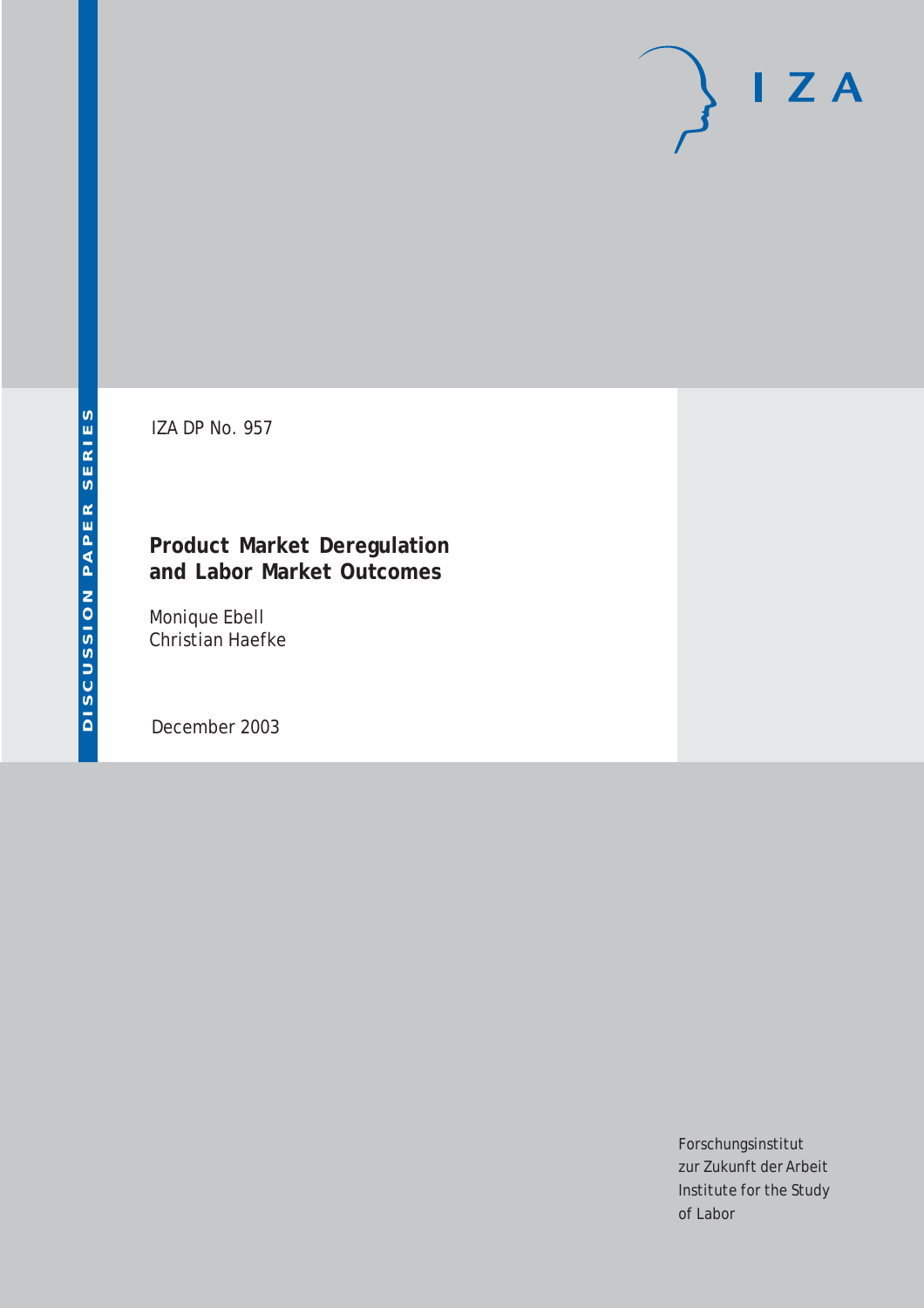DISCUSSION PAPER SERIES

IZA DP No. 957

# Product Market Deregulation and Labor Market Outcomes

Monique Ebell
Christian Haefke

December 2003

Forschungsinstitut
zur Zukunft der Arbeit
Institute for the Study
of Labor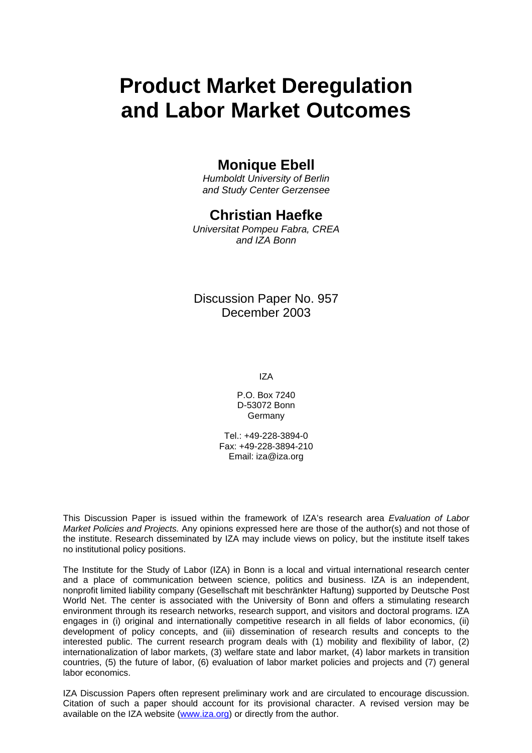# Product Market Deregulation and Labor Market Outcomes

## Monique Ebell

*Humboldt University of Berlin and Study Center Gerzensee*

## Christian Haefke

*Universitat Pompeu Fabra, CREA and IZA Bonn*

Discussion Paper No. 957
December 2003

IZA

P.O. Box 7240
D-53072 Bonn
Germany

Tel.: +49-228-3894-0
Fax: +49-228-3894-210
Email: iza@iza.org

This Discussion Paper is issued within the framework of IZA's research area *Evaluation of Labor Market Policies and Projects.* Any opinions expressed here are those of the author(s) and not those of the institute. Research disseminated by IZA may include views on policy, but the institute itself takes no institutional policy positions.

The Institute for the Study of Labor (IZA) in Bonn is a local and virtual international research center and a place of communication between science, politics and business. IZA is an independent, nonprofit limited liability company (Gesellschaft mit beschränkter Haftung) supported by Deutsche Post World Net. The center is associated with the University of Bonn and offers a stimulating research environment through its research networks, research support, and visitors and doctoral programs. IZA engages in (i) original and internationally competitive research in all fields of labor economics, (ii) development of policy concepts, and (iii) dissemination of research results and concepts to the interested public. The current research program deals with (1) mobility and flexibility of labor, (2) internationalization of labor markets, (3) welfare state and labor market, (4) labor markets in transition countries, (5) the future of labor, (6) evaluation of labor market policies and projects and (7) general labor economics.

IZA Discussion Papers often represent preliminary work and are circulated to encourage discussion. Citation of such a paper should account for its provisional character. A revised version may be available on the IZA website (www.iza.org) or directly from the author.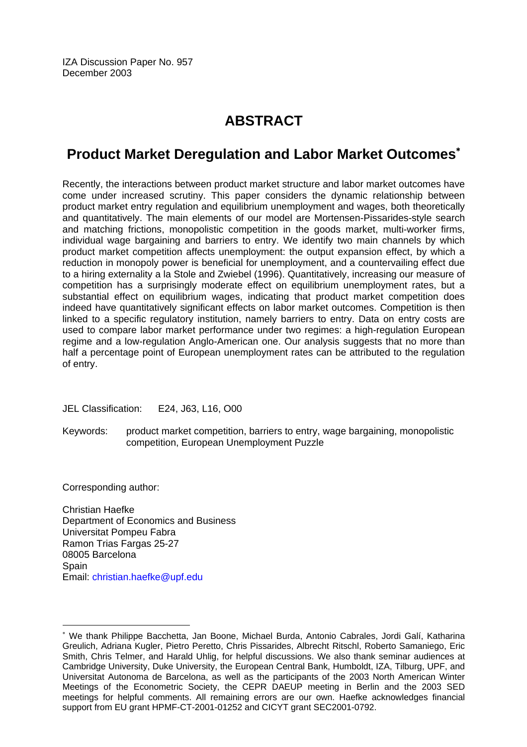IZA Discussion Paper No. 957
December 2003

# ABSTRACT

## Product Market Deregulation and Labor Market Outcomes[∗]

Recently, the interactions between product market structure and labor market outcomes have come under increased scrutiny. This paper considers the dynamic relationship between product market entry regulation and equilibrium unemployment and wages, both theoretically and quantitatively. The main elements of our model are Mortensen-Pissarides-style search and matching frictions, monopolistic competition in the goods market, multi-worker firms, individual wage bargaining and barriers to entry. We identify two main channels by which product market competition affects unemployment: the output expansion effect, by which a reduction in monopoly power is beneficial for unemployment, and a countervailing effect due to a hiring externality a la Stole and Zwiebel (1996). Quantitatively, increasing our measure of competition has a surprisingly moderate effect on equilibrium unemployment rates, but a substantial effect on equilibrium wages, indicating that product market competition does indeed have quantitatively significant effects on labor market outcomes. Competition is then linked to a specific regulatory institution, namely barriers to entry. Data on entry costs are used to compare labor market performance under two regimes: a high-regulation European regime and a low-regulation Anglo-American one. Our analysis suggests that no more than half a percentage point of European unemployment rates can be attributed to the regulation of entry.

JEL Classification: E24, J63, L16, O00

Keywords: product market competition, barriers to entry, wage bargaining, monopolistic competition, European Unemployment Puzzle

Corresponding author:

Christian Haefke
Department of Economics and Business
Universitat Pompeu Fabra
Ramon Trias Fargas 25-27
08005 Barcelona
Spain
Email: christian.haefke@upf.edu

---

[∗] We thank Philippe Bacchetta, Jan Boone, Michael Burda, Antonio Cabrales, Jordi Galí, Katharina Greulich, Adriana Kugler, Pietro Peretto, Chris Pissarides, Albrecht Ritschl, Roberto Samaniego, Eric Smith, Chris Telmer, and Harald Uhlig, for helpful discussions. We also thank seminar audiences at Cambridge University, Duke University, the European Central Bank, Humboldt, IZA, Tilburg, UPF, and Universitat Autonoma de Barcelona, as well as the participants of the 2003 North American Winter Meetings of the Econometric Society, the CEPR DAEUP meeting in Berlin and the 2003 SED meetings for helpful comments. All remaining errors are our own. Haefke acknowledges financial support from EU grant HPMF-CT-2001-01252 and CICYT grant SEC2001-0792.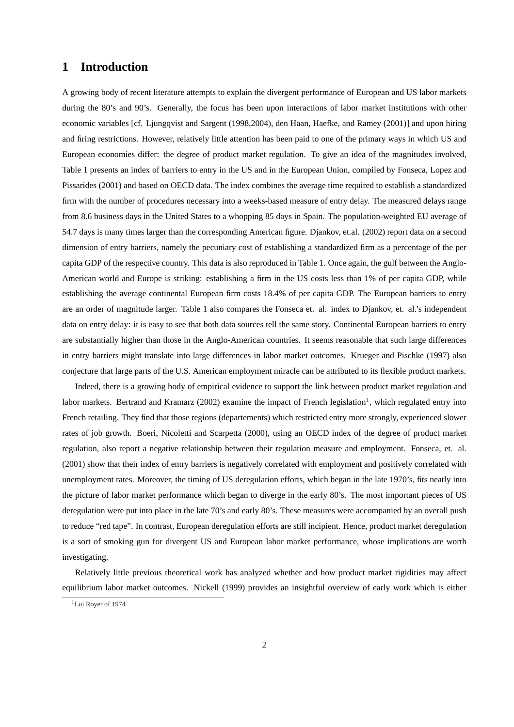# 1 Introduction

A growing body of recent literature attempts to explain the divergent performance of European and US labor markets during the 80's and 90's. Generally, the focus has been upon interactions of labor market institutions with other economic variables [cf. Ljungqvist and Sargent (1998,2004), den Haan, Haefke, and Ramey (2001)] and upon hiring and firing restrictions. However, relatively little attention has been paid to one of the primary ways in which US and European economies differ: the degree of product market regulation. To give an idea of the magnitudes involved, Table 1 presents an index of barriers to entry in the US and in the European Union, compiled by Fonseca, Lopez and Pissarides (2001) and based on OECD data. The index combines the average time required to establish a standardized firm with the number of procedures necessary into a weeks-based measure of entry delay. The measured delays range from 8.6 business days in the United States to a whopping 85 days in Spain. The population-weighted EU average of 54.7 days is many times larger than the corresponding American figure. Djankov, et.al. (2002) report data on a second dimension of entry barriers, namely the pecuniary cost of establishing a standardized firm as a percentage of the per capita GDP of the respective country. This data is also reproduced in Table 1. Once again, the gulf between the Anglo-American world and Europe is striking: establishing a firm in the US costs less than 1% of per capita GDP, while establishing the average continental European firm costs 18.4% of per capita GDP. The European barriers to entry are an order of magnitude larger. Table 1 also compares the Fonseca et. al. index to Djankov, et. al.'s independent data on entry delay: it is easy to see that both data sources tell the same story. Continental European barriers to entry are substantially higher than those in the Anglo-American countries. It seems reasonable that such large differences in entry barriers might translate into large differences in labor market outcomes. Krueger and Pischke (1997) also conjecture that large parts of the U.S. American employment miracle can be attributed to its flexible product markets.

Indeed, there is a growing body of empirical evidence to support the link between product market regulation and labor markets. Bertrand and Kramarz (2002) examine the impact of French legislation[1], which regulated entry into French retailing. They find that those regions (departements) which restricted entry more strongly, experienced slower rates of job growth. Boeri, Nicoletti and Scarpetta (2000), using an OECD index of the degree of product market regulation, also report a negative relationship between their regulation measure and employment. Fonseca, et. al. (2001) show that their index of entry barriers is negatively correlated with employment and positively correlated with unemployment rates. Moreover, the timing of US deregulation efforts, which began in the late 1970's, fits neatly into the picture of labor market performance which began to diverge in the early 80's. The most important pieces of US deregulation were put into place in the late 70's and early 80's. These measures were accompanied by an overall push to reduce "red tape". In contrast, European deregulation efforts are still incipient. Hence, product market deregulation is a sort of smoking gun for divergent US and European labor market performance, whose implications are worth investigating.

Relatively little previous theoretical work has analyzed whether and how product market rigidities may affect equilibrium labor market outcomes. Nickell (1999) provides an insightful overview of early work which is either

[1] Loi Royer of 1974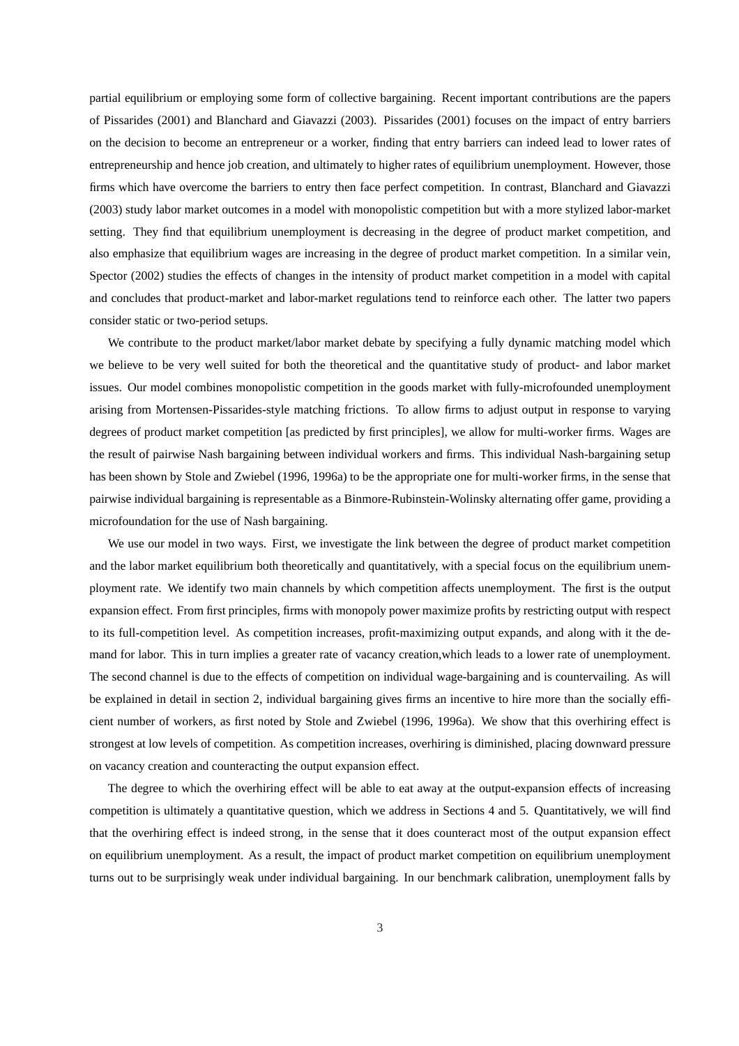partial equilibrium or employing some form of collective bargaining. Recent important contributions are the papers of Pissarides (2001) and Blanchard and Giavazzi (2003). Pissarides (2001) focuses on the impact of entry barriers on the decision to become an entrepreneur or a worker, finding that entry barriers can indeed lead to lower rates of entrepreneurship and hence job creation, and ultimately to higher rates of equilibrium unemployment. However, those firms which have overcome the barriers to entry then face perfect competition. In contrast, Blanchard and Giavazzi (2003) study labor market outcomes in a model with monopolistic competition but with a more stylized labor-market setting. They find that equilibrium unemployment is decreasing in the degree of product market competition, and also emphasize that equilibrium wages are increasing in the degree of product market competition. In a similar vein, Spector (2002) studies the effects of changes in the intensity of product market competition in a model with capital and concludes that product-market and labor-market regulations tend to reinforce each other. The latter two papers consider static or two-period setups.

We contribute to the product market/labor market debate by specifying a fully dynamic matching model which we believe to be very well suited for both the theoretical and the quantitative study of product- and labor market issues. Our model combines monopolistic competition in the goods market with fully-microfounded unemployment arising from Mortensen-Pissarides-style matching frictions. To allow firms to adjust output in response to varying degrees of product market competition [as predicted by first principles], we allow for multi-worker firms. Wages are the result of pairwise Nash bargaining between individual workers and firms. This individual Nash-bargaining setup has been shown by Stole and Zwiebel (1996, 1996a) to be the appropriate one for multi-worker firms, in the sense that pairwise individual bargaining is representable as a Binmore-Rubinstein-Wolinsky alternating offer game, providing a microfoundation for the use of Nash bargaining.

We use our model in two ways. First, we investigate the link between the degree of product market competition and the labor market equilibrium both theoretically and quantitatively, with a special focus on the equilibrium unemployment rate. We identify two main channels by which competition affects unemployment. The first is the output expansion effect. From first principles, firms with monopoly power maximize profits by restricting output with respect to its full-competition level. As competition increases, profit-maximizing output expands, and along with it the demand for labor. This in turn implies a greater rate of vacancy creation,which leads to a lower rate of unemployment. The second channel is due to the effects of competition on individual wage-bargaining and is countervailing. As will be explained in detail in section 2, individual bargaining gives firms an incentive to hire more than the socially efficient number of workers, as first noted by Stole and Zwiebel (1996, 1996a). We show that this overhiring effect is strongest at low levels of competition. As competition increases, overhiring is diminished, placing downward pressure on vacancy creation and counteracting the output expansion effect.

The degree to which the overhiring effect will be able to eat away at the output-expansion effects of increasing competition is ultimately a quantitative question, which we address in Sections 4 and 5. Quantitatively, we will find that the overhiring effect is indeed strong, in the sense that it does counteract most of the output expansion effect on equilibrium unemployment. As a result, the impact of product market competition on equilibrium unemployment turns out to be surprisingly weak under individual bargaining. In our benchmark calibration, unemployment falls by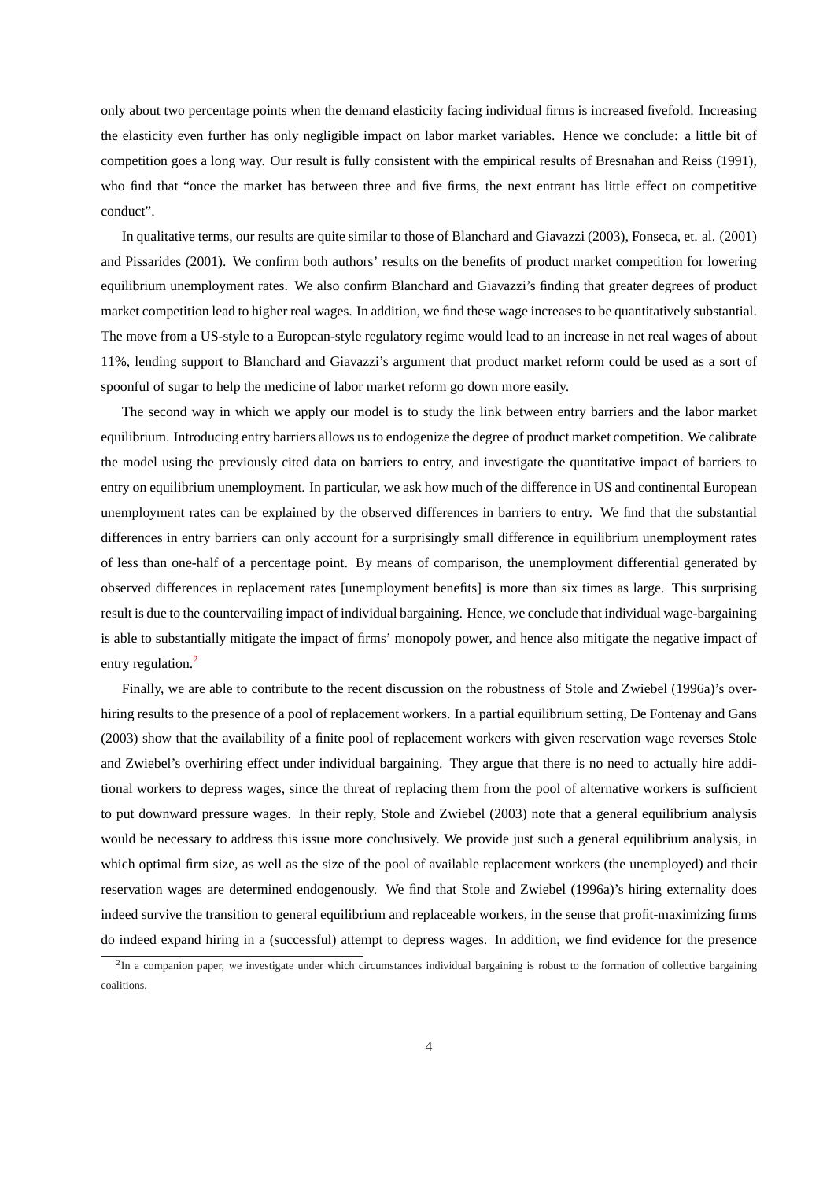only about two percentage points when the demand elasticity facing individual firms is increased fivefold. Increasing the elasticity even further has only negligible impact on labor market variables. Hence we conclude: a little bit of competition goes a long way. Our result is fully consistent with the empirical results of Bresnahan and Reiss (1991), who find that "once the market has between three and five firms, the next entrant has little effect on competitive conduct".

In qualitative terms, our results are quite similar to those of Blanchard and Giavazzi (2003), Fonseca, et. al. (2001) and Pissarides (2001). We confirm both authors' results on the benefits of product market competition for lowering equilibrium unemployment rates. We also confirm Blanchard and Giavazzi's finding that greater degrees of product market competition lead to higher real wages. In addition, we find these wage increases to be quantitatively substantial. The move from a US-style to a European-style regulatory regime would lead to an increase in net real wages of about 11%, lending support to Blanchard and Giavazzi's argument that product market reform could be used as a sort of spoonful of sugar to help the medicine of labor market reform go down more easily.

The second way in which we apply our model is to study the link between entry barriers and the labor market equilibrium. Introducing entry barriers allows us to endogenize the degree of product market competition. We calibrate the model using the previously cited data on barriers to entry, and investigate the quantitative impact of barriers to entry on equilibrium unemployment. In particular, we ask how much of the difference in US and continental European unemployment rates can be explained by the observed differences in barriers to entry. We find that the substantial differences in entry barriers can only account for a surprisingly small difference in equilibrium unemployment rates of less than one-half of a percentage point. By means of comparison, the unemployment differential generated by observed differences in replacement rates [unemployment benefits] is more than six times as large. This surprising result is due to the countervailing impact of individual bargaining. Hence, we conclude that individual wage-bargaining is able to substantially mitigate the impact of firms' monopoly power, and hence also mitigate the negative impact of entry regulation.[2]

Finally, we are able to contribute to the recent discussion on the robustness of Stole and Zwiebel (1996a)'s overhiring results to the presence of a pool of replacement workers. In a partial equilibrium setting, De Fontenay and Gans (2003) show that the availability of a finite pool of replacement workers with given reservation wage reverses Stole and Zwiebel's overhiring effect under individual bargaining. They argue that there is no need to actually hire additional workers to depress wages, since the threat of replacing them from the pool of alternative workers is sufficient to put downward pressure wages. In their reply, Stole and Zwiebel (2003) note that a general equilibrium analysis would be necessary to address this issue more conclusively. We provide just such a general equilibrium analysis, in which optimal firm size, as well as the size of the pool of available replacement workers (the unemployed) and their reservation wages are determined endogenously. We find that Stole and Zwiebel (1996a)'s hiring externality does indeed survive the transition to general equilibrium and replaceable workers, in the sense that profit-maximizing firms do indeed expand hiring in a (successful) attempt to depress wages. In addition, we find evidence for the presence

[2] In a companion paper, we investigate under which circumstances individual bargaining is robust to the formation of collective bargaining coalitions.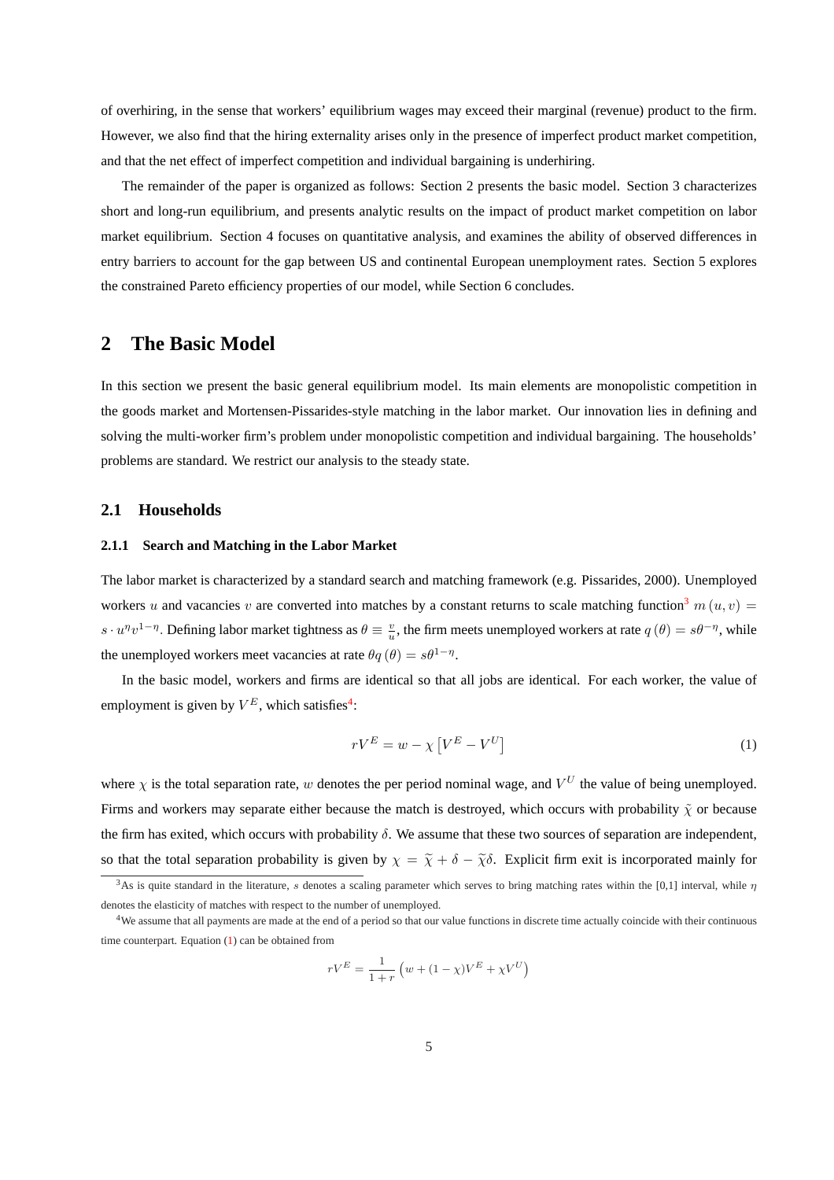of overhiring, in the sense that workers' equilibrium wages may exceed their marginal (revenue) product to the firm. However, we also find that the hiring externality arises only in the presence of imperfect product market competition, and that the net effect of imperfect competition and individual bargaining is underhiring.

The remainder of the paper is organized as follows: Section 2 presents the basic model. Section 3 characterizes short and long-run equilibrium, and presents analytic results on the impact of product market competition on labor market equilibrium. Section 4 focuses on quantitative analysis, and examines the ability of observed differences in entry barriers to account for the gap between US and continental European unemployment rates. Section 5 explores the constrained Pareto efficiency properties of our model, while Section 6 concludes.

# 2 The Basic Model

In this section we present the basic general equilibrium model. Its main elements are monopolistic competition in the goods market and Mortensen-Pissarides-style matching in the labor market. Our innovation lies in defining and solving the multi-worker firm's problem under monopolistic competition and individual bargaining. The households' problems are standard. We restrict our analysis to the steady state.

## 2.1 Households

### 2.1.1 Search and Matching in the Labor Market

The labor market is characterized by a standard search and matching framework (e.g. Pissarides, 2000). Unemployed workers $u$ and vacancies $v$ are converted into matches by a constant returns to scale matching function[3] $m(u,v) = s \cdot u^{\eta} v^{1-\eta}$. Defining labor market tightness as $\theta \equiv \frac{v}{u}$, the firm meets unemployed workers at rate $q(\theta) = s\theta^{-\eta}$, while the unemployed workers meet vacancies at rate $\theta q(\theta) = s\theta^{1-\eta}$.

In the basic model, workers and firms are identical so that all jobs are identical. For each worker, the value of employment is given by $V^E$, which satisfies[4]:

$$rV^E = w - \chi \left[ V^E - V^U \right] \tag{1}$$

where $\chi$ is the total separation rate, $w$ denotes the per period nominal wage, and $V^U$ the value of being unemployed. Firms and workers may separate either because the match is destroyed, which occurs with probability $\tilde{\chi}$ or because the firm has exited, which occurs with probability $\delta$. We assume that these two sources of separation are independent, so that the total separation probability is given by $\chi = \widetilde{\chi} + \delta - \widetilde{\chi}\delta$. Explicit firm exit is incorporated mainly for

[3] As is quite standard in the literature, $s$ denotes a scaling parameter which serves to bring matching rates within the [0,1] interval, while $\eta$ denotes the elasticity of matches with respect to the number of unemployed.

[4] We assume that all payments are made at the end of a period so that our value functions in discrete time actually coincide with their continuous time counterpart. Equation (1) can be obtained from

$$rV^E = \frac{1}{1+r} \left( w + (1-\chi)V^E + \chi V^U \right)$$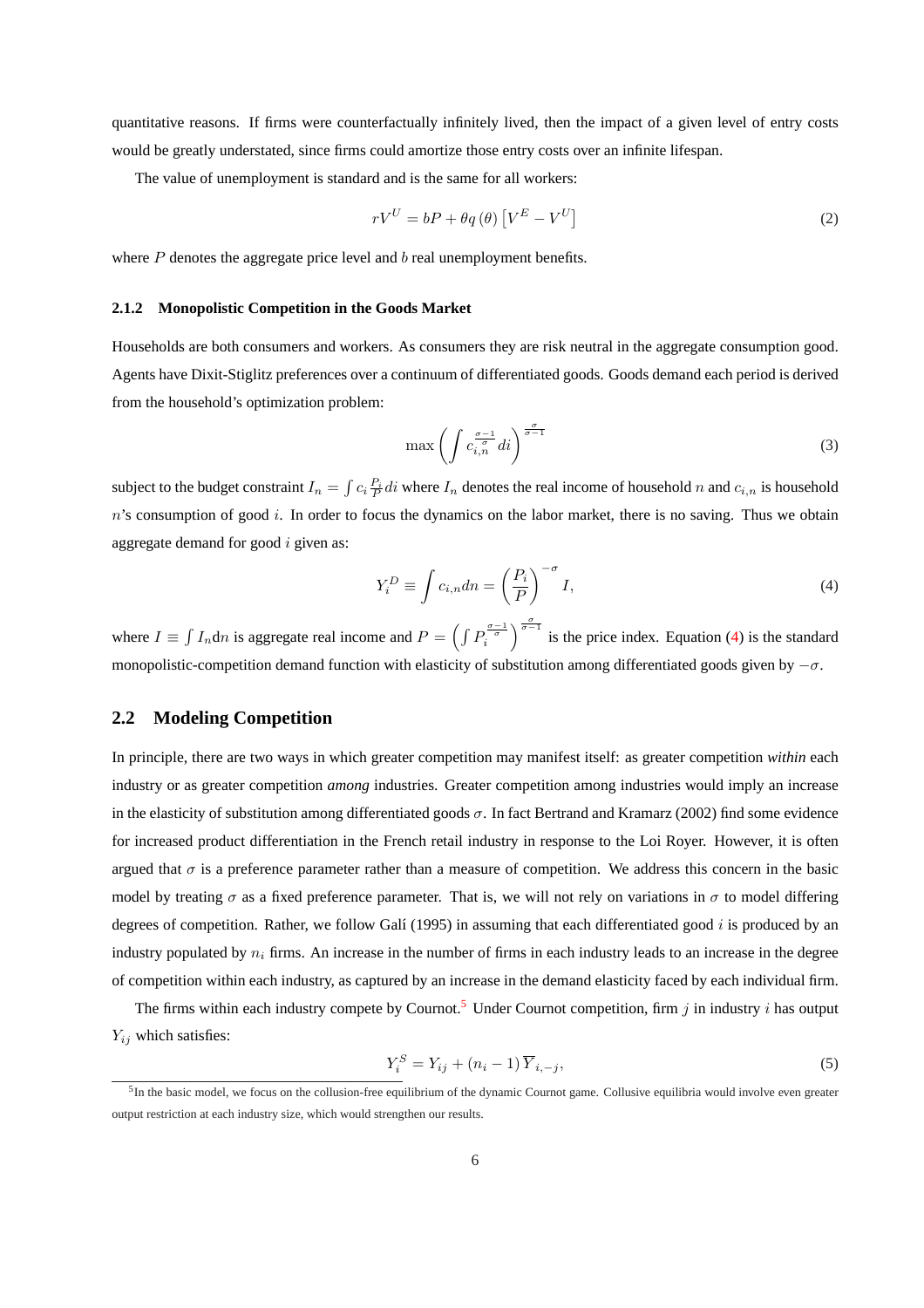quantitative reasons. If firms were counterfactually infinitely lived, then the impact of a given level of entry costs would be greatly understated, since firms could amortize those entry costs over an infinite lifespan.

The value of unemployment is standard and is the same for all workers:

$$rV^U = bP + \theta q(\theta)\left[V^E - V^U\right] \tag{2}$$

where $P$ denotes the aggregate price level and $b$ real unemployment benefits.

#### 2.1.2 Monopolistic Competition in the Goods Market

Households are both consumers and workers. As consumers they are risk neutral in the aggregate consumption good. Agents have Dixit-Stiglitz preferences over a continuum of differentiated goods. Goods demand each period is derived from the household's optimization problem:

$$\max \left(\int c_{i,n}^{\frac{\sigma-1}{\sigma}} di\right)^{\frac{\sigma}{\sigma-1}} \tag{3}$$

subject to the budget constraint $I_n = \int c_i \frac{P_i}{P} di$ where $I_n$ denotes the real income of household $n$ and $c_{i,n}$ is household $n$'s consumption of good $i$. In order to focus the dynamics on the labor market, there is no saving. Thus we obtain aggregate demand for good $i$ given as:

$$Y_i^D \equiv \int c_{i,n} dn = \left(\frac{P_i}{P}\right)^{-\sigma} I, \tag{4}$$

where $I \equiv \int I_n dn$ is aggregate real income and $P = \left(\int P_i^{\frac{\sigma-1}{\sigma}}\right)^{\frac{\sigma}{\sigma-1}}$ is the price index. Equation (4) is the standard monopolistic-competition demand function with elasticity of substitution among differentiated goods given by $-\sigma$.

### 2.2 Modeling Competition

In principle, there are two ways in which greater competition may manifest itself: as greater competition *within* each industry or as greater competition *among* industries. Greater competition among industries would imply an increase in the elasticity of substitution among differentiated goods $\sigma$. In fact Bertrand and Kramarz (2002) find some evidence for increased product differentiation in the French retail industry in response to the Loi Royer. However, it is often argued that $\sigma$ is a preference parameter rather than a measure of competition. We address this concern in the basic model by treating $\sigma$ as a fixed preference parameter. That is, we will not rely on variations in $\sigma$ to model differing degrees of competition. Rather, we follow Galí (1995) in assuming that each differentiated good $i$ is produced by an industry populated by $n_i$ firms. An increase in the number of firms in each industry leads to an increase in the degree of competition within each industry, as captured by an increase in the demand elasticity faced by each individual firm.

The firms within each industry compete by Cournot.[5] Under Cournot competition, firm $j$ in industry $i$ has output $Y_{ij}$ which satisfies:

$$Y_i^S = Y_{ij} + (n_i - 1)\,\overline{Y}_{i,-j}, \tag{5}$$

[5] In the basic model, we focus on the collusion-free equilibrium of the dynamic Cournot game. Collusive equilibria would involve even greater output restriction at each industry size, which would strengthen our results.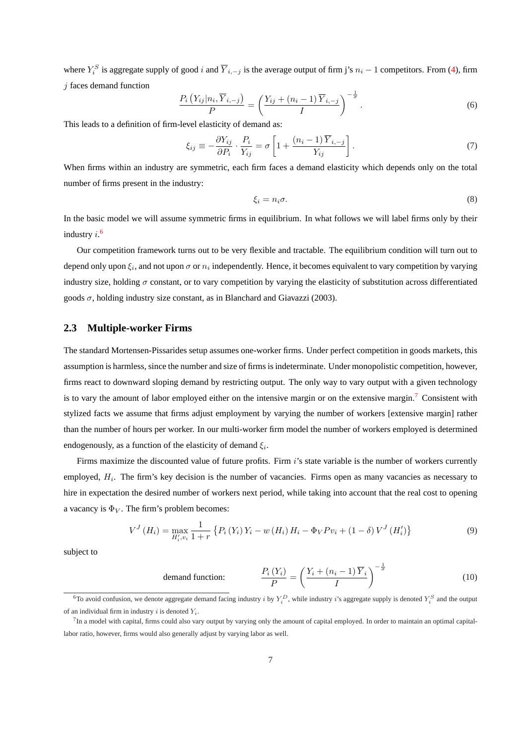where $Y_i^S$ is aggregate supply of good $i$ and $\overline{Y}_{i,-j}$ is the average output of firm j's $n_i - 1$ competitors. From (4), firm $j$ faces demand function

$$\frac{P_i\left(Y_{ij}|n_i, \overline{Y}_{i,-j}\right)}{P} = \left(\frac{Y_{ij} + (n_i - 1)\overline{Y}_{i,-j}}{I}\right)^{-\frac{1}{\sigma}}. \tag{6}$$

This leads to a definition of firm-level elasticity of demand as:

$$\xi_{ij} \equiv -\frac{\partial Y_{ij}}{\partial P_i} \cdot \frac{P_i}{Y_{ij}} = \sigma\left[1 + \frac{(n_i - 1)\overline{Y}_{i,-j}}{Y_{ij}}\right]. \tag{7}$$

When firms within an industry are symmetric, each firm faces a demand elasticity which depends only on the total number of firms present in the industry:

$$\xi_i = n_i \sigma. \tag{8}$$

In the basic model we will assume symmetric firms in equilibrium. In what follows we will label firms only by their industry $i$.[6]

Our competition framework turns out to be very flexible and tractable. The equilibrium condition will turn out to depend only upon $\xi_i$, and not upon $\sigma$ or $n_i$ independently. Hence, it becomes equivalent to vary competition by varying industry size, holding $\sigma$ constant, or to vary competition by varying the elasticity of substitution across differentiated goods $\sigma$, holding industry size constant, as in Blanchard and Giavazzi (2003).

## 2.3 Multiple-worker Firms

The standard Mortensen-Pissarides setup assumes one-worker firms. Under perfect competition in goods markets, this assumption is harmless, since the number and size of firms is indeterminate. Under monopolistic competition, however, firms react to downward sloping demand by restricting output. The only way to vary output with a given technology is to vary the amount of labor employed either on the intensive margin or on the extensive margin.[7] Consistent with stylized facts we assume that firms adjust employment by varying the number of workers [extensive margin] rather than the number of hours per worker. In our multi-worker firm model the number of workers employed is determined endogenously, as a function of the elasticity of demand $\xi_i$.

Firms maximize the discounted value of future profits. Firm $i$'s state variable is the number of workers currently employed, $H_i$. The firm's key decision is the number of vacancies. Firms open as many vacancies as necessary to hire in expectation the desired number of workers next period, while taking into account that the real cost to opening a vacancy is $\Phi_V$. The firm's problem becomes:

$$V^J(H_i) = \max_{H_i', v_i} \frac{1}{1+r}\left\{P_i(Y_i)Y_i - w(H_i)H_i - \Phi_V P v_i + (1-\delta)V^J(H_i')\right\} \tag{9}$$

subject to

$$\text{demand function:} \qquad \frac{P_i(Y_i)}{P} = \left(\frac{Y_i + (n_i - 1)\overline{Y}_i}{I}\right)^{-\frac{1}{\sigma}} \tag{10}$$

[6] To avoid confusion, we denote aggregate demand facing industry $i$ by $Y_i^D$, while industry $i$'s aggregate supply is denoted $Y_i^S$ and the output of an individual firm in industry $i$ is denoted $Y_i$.

[7] In a model with capital, firms could also vary output by varying only the amount of capital employed. In order to maintain an optimal capital-labor ratio, however, firms would also generally adjust by varying labor as well.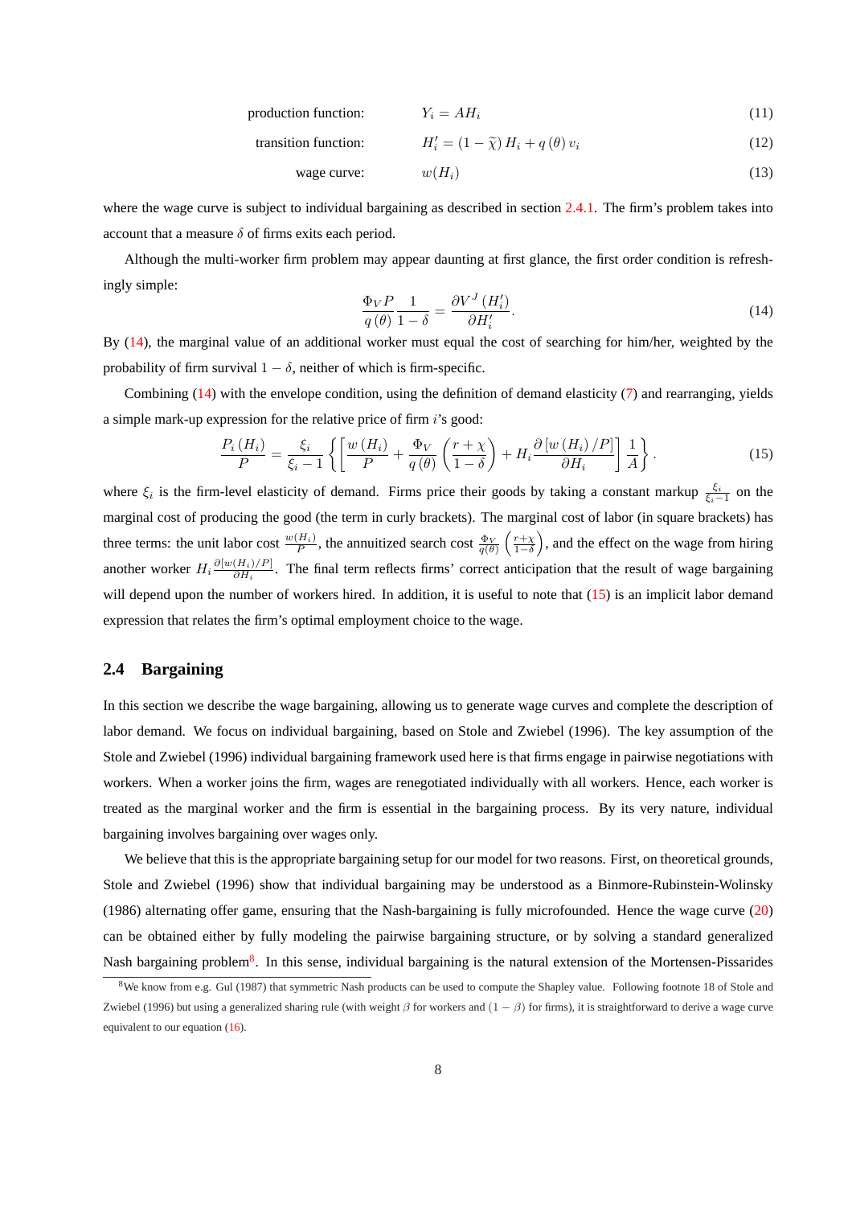$$\text{production function:} \qquad Y_i = AH_i \tag{11}$$

$$\text{transition function:} \qquad H_i' = (1 - \widetilde{\chi}) H_i + q(\theta) v_i \tag{12}$$

$$\text{wage curve:} \qquad w(H_i) \tag{13}$$

where the wage curve is subject to individual bargaining as described in section 2.4.1. The firm's problem takes into account that a measure $\delta$ of firms exits each period.

Although the multi-worker firm problem may appear daunting at first glance, the first order condition is refreshingly simple:

$$\frac{\Phi_V P}{q(\theta)} \frac{1}{1-\delta} = \frac{\partial V^J(H_i')}{\partial H_i'}. \tag{14}$$

By (14), the marginal value of an additional worker must equal the cost of searching for him/her, weighted by the probability of firm survival $1-\delta$, neither of which is firm-specific.

Combining (14) with the envelope condition, using the definition of demand elasticity (7) and rearranging, yields a simple mark-up expression for the relative price of firm $i$'s good:

$$\frac{P_i(H_i)}{P} = \frac{\xi_i}{\xi_i - 1} \left\{ \left[ \frac{w(H_i)}{P} + \frac{\Phi_V}{q(\theta)} \left( \frac{r+\chi}{1-\delta} \right) + H_i \frac{\partial \left[ w(H_i)/P \right]}{\partial H_i} \right] \frac{1}{A} \right\}. \tag{15}$$

where $\xi_i$ is the firm-level elasticity of demand. Firms price their goods by taking a constant markup $\frac{\xi_i}{\xi_i - 1}$ on the marginal cost of producing the good (the term in curly brackets). The marginal cost of labor (in square brackets) has three terms: the unit labor cost $\frac{w(H_i)}{P}$, the annuitized search cost $\frac{\Phi_V}{q(\theta)} \left( \frac{r+\chi}{1-\delta} \right)$, and the effect on the wage from hiring another worker $H_i \frac{\partial[w(H_i)/P]}{\partial H_i}$. The final term reflects firms' correct anticipation that the result of wage bargaining will depend upon the number of workers hired. In addition, it is useful to note that (15) is an implicit labor demand expression that relates the firm's optimal employment choice to the wage.

## 2.4 Bargaining

In this section we describe the wage bargaining, allowing us to generate wage curves and complete the description of labor demand. We focus on individual bargaining, based on Stole and Zwiebel (1996). The key assumption of the Stole and Zwiebel (1996) individual bargaining framework used here is that firms engage in pairwise negotiations with workers. When a worker joins the firm, wages are renegotiated individually with all workers. Hence, each worker is treated as the marginal worker and the firm is essential in the bargaining process. By its very nature, individual bargaining involves bargaining over wages only.

We believe that this is the appropriate bargaining setup for our model for two reasons. First, on theoretical grounds, Stole and Zwiebel (1996) show that individual bargaining may be understood as a Binmore-Rubinstein-Wolinsky (1986) alternating offer game, ensuring that the Nash-bargaining is fully microfounded. Hence the wage curve (20) can be obtained either by fully modeling the pairwise bargaining structure, or by solving a standard generalized Nash bargaining problem[8]. In this sense, individual bargaining is the natural extension of the Mortensen-Pissarides

[8] We know from e.g. Gul (1987) that symmetric Nash products can be used to compute the Shapley value. Following footnote 18 of Stole and Zwiebel (1996) but using a generalized sharing rule (with weight $\beta$ for workers and $(1-\beta)$ for firms), it is straightforward to derive a wage curve equivalent to our equation (16).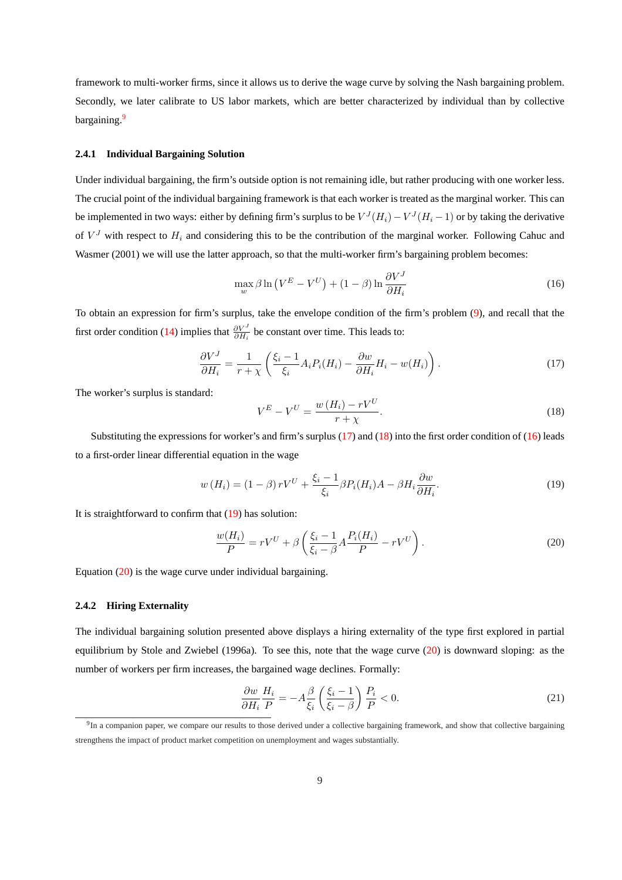framework to multi-worker firms, since it allows us to derive the wage curve by solving the Nash bargaining problem. Secondly, we later calibrate to US labor markets, which are better characterized by individual than by collective bargaining.[9]

### 2.4.1 Individual Bargaining Solution

Under individual bargaining, the firm's outside option is not remaining idle, but rather producing with one worker less. The crucial point of the individual bargaining framework is that each worker is treated as the marginal worker. This can be implemented in two ways: either by defining firm's surplus to be $V^J(H_i) - V^J(H_i - 1)$ or by taking the derivative of $V^J$ with respect to $H_i$ and considering this to be the contribution of the marginal worker. Following Cahuc and Wasmer (2001) we will use the latter approach, so that the multi-worker firm's bargaining problem becomes:

$$\max_{w} \beta \ln \left(V^E - V^U\right) + (1-\beta) \ln \frac{\partial V^J}{\partial H_i} \tag{16}$$

To obtain an expression for firm's surplus, take the envelope condition of the firm's problem (9), and recall that the first order condition (14) implies that $\frac{\partial V^J}{\partial H_i}$ be constant over time. This leads to:

$$\frac{\partial V^J}{\partial H_i} = \frac{1}{r+\chi}\left(\frac{\xi_i - 1}{\xi_i} A_i P_i(H_i) - \frac{\partial w}{\partial H_i} H_i - w(H_i)\right). \tag{17}$$

The worker's surplus is standard:

$$V^E - V^U = \frac{w\left(H_i\right) - rV^U}{r+\chi}. \tag{18}$$

Substituting the expressions for worker's and firm's surplus (17) and (18) into the first order condition of (16) leads to a first-order linear differential equation in the wage

$$w\left(H_i\right) = (1-\beta)\, rV^U + \frac{\xi_i - 1}{\xi_i} \beta P_i(H_i) A - \beta H_i \frac{\partial w}{\partial H_i}. \tag{19}$$

It is straightforward to confirm that (19) has solution:

$$\frac{w(H_i)}{P} = rV^U + \beta \left(\frac{\xi_i - 1}{\xi_i - \beta} A \frac{P_i(H_i)}{P} - rV^U\right). \tag{20}$$

Equation (20) is the wage curve under individual bargaining.

### 2.4.2 Hiring Externality

The individual bargaining solution presented above displays a hiring externality of the type first explored in partial equilibrium by Stole and Zwiebel (1996a). To see this, note that the wage curve (20) is downward sloping: as the number of workers per firm increases, the bargained wage declines. Formally:

$$\frac{\partial w}{\partial H_i} \frac{H_i}{P} = -A \frac{\beta}{\xi_i} \left(\frac{\xi_i - 1}{\xi_i - \beta}\right) \frac{P_i}{P} < 0. \tag{21}$$

[9] In a companion paper, we compare our results to those derived under a collective bargaining framework, and show that collective bargaining strengthens the impact of product market competition on unemployment and wages substantially.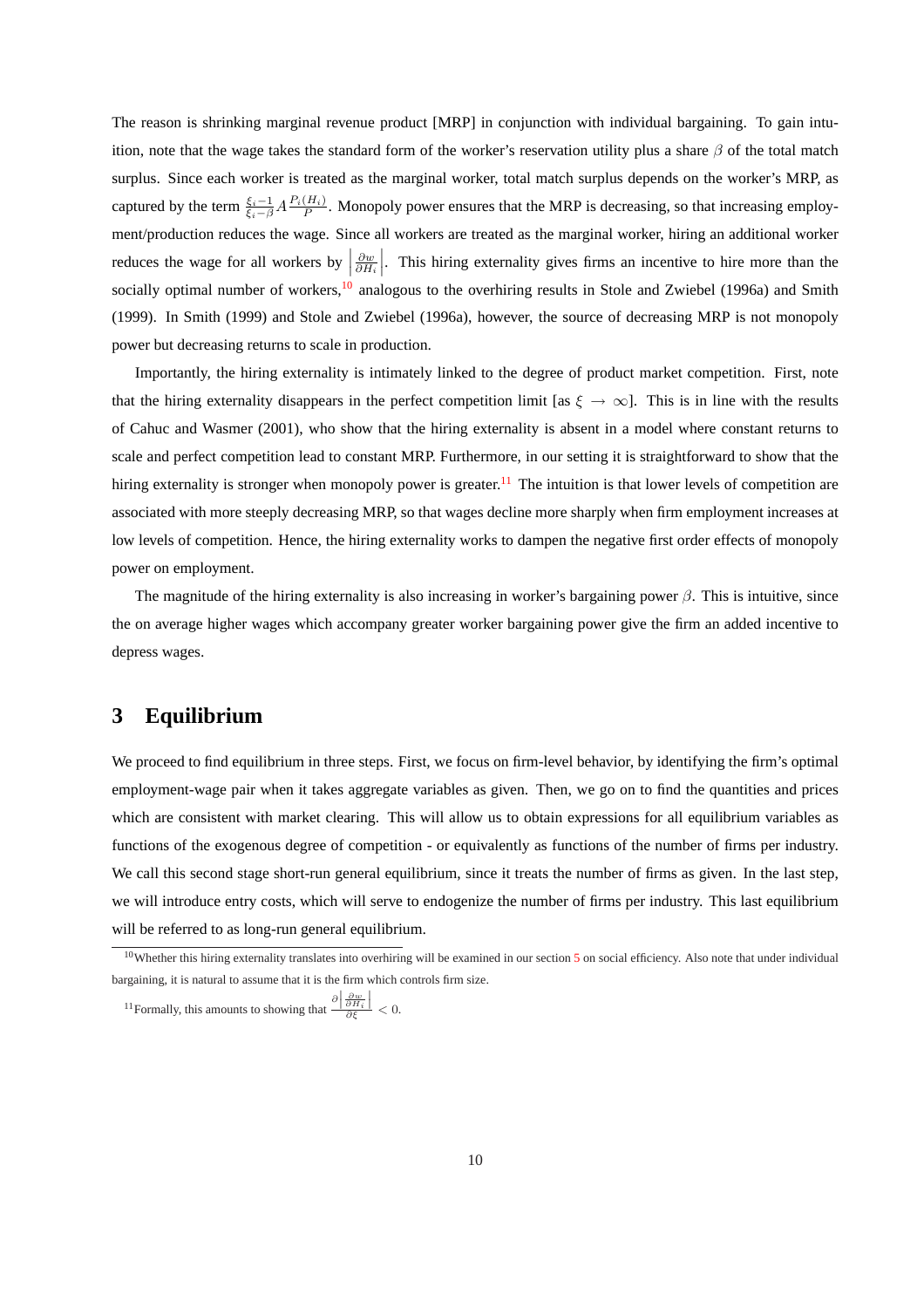The reason is shrinking marginal revenue product [MRP] in conjunction with individual bargaining. To gain intuition, note that the wage takes the standard form of the worker's reservation utility plus a share $\beta$ of the total match surplus. Since each worker is treated as the marginal worker, total match surplus depends on the worker's MRP, as captured by the term $\frac{\xi_i - 1}{\xi_i - \beta} A \frac{P_i(H_i)}{P}$. Monopoly power ensures that the MRP is decreasing, so that increasing employment/production reduces the wage. Since all workers are treated as the marginal worker, hiring an additional worker reduces the wage for all workers by $\left| \frac{\partial w}{\partial H_i} \right|$. This hiring externality gives firms an incentive to hire more than the socially optimal number of workers,[10] analogous to the overhiring results in Stole and Zwiebel (1996a) and Smith (1999). In Smith (1999) and Stole and Zwiebel (1996a), however, the source of decreasing MRP is not monopoly power but decreasing returns to scale in production.

Importantly, the hiring externality is intimately linked to the degree of product market competition. First, note that the hiring externality disappears in the perfect competition limit [as $\xi \to \infty$]. This is in line with the results of Cahuc and Wasmer (2001), who show that the hiring externality is absent in a model where constant returns to scale and perfect competition lead to constant MRP. Furthermore, in our setting it is straightforward to show that the hiring externality is stronger when monopoly power is greater.[11] The intuition is that lower levels of competition are associated with more steeply decreasing MRP, so that wages decline more sharply when firm employment increases at low levels of competition. Hence, the hiring externality works to dampen the negative first order effects of monopoly power on employment.

The magnitude of the hiring externality is also increasing in worker's bargaining power $\beta$. This is intuitive, since the on average higher wages which accompany greater worker bargaining power give the firm an added incentive to depress wages.

# 3 Equilibrium

We proceed to find equilibrium in three steps. First, we focus on firm-level behavior, by identifying the firm's optimal employment-wage pair when it takes aggregate variables as given. Then, we go on to find the quantities and prices which are consistent with market clearing. This will allow us to obtain expressions for all equilibrium variables as functions of the exogenous degree of competition - or equivalently as functions of the number of firms per industry. We call this second stage short-run general equilibrium, since it treats the number of firms as given. In the last step, we will introduce entry costs, which will serve to endogenize the number of firms per industry. This last equilibrium will be referred to as long-run general equilibrium.

[10] Whether this hiring externality translates into overhiring will be examined in our section 5 on social efficiency. Also note that under individual bargaining, it is natural to assume that it is the firm which controls firm size.

[11] Formally, this amounts to showing that $\frac{\partial \left| \frac{\partial w}{\partial H_i} \right|}{\partial \xi} < 0$.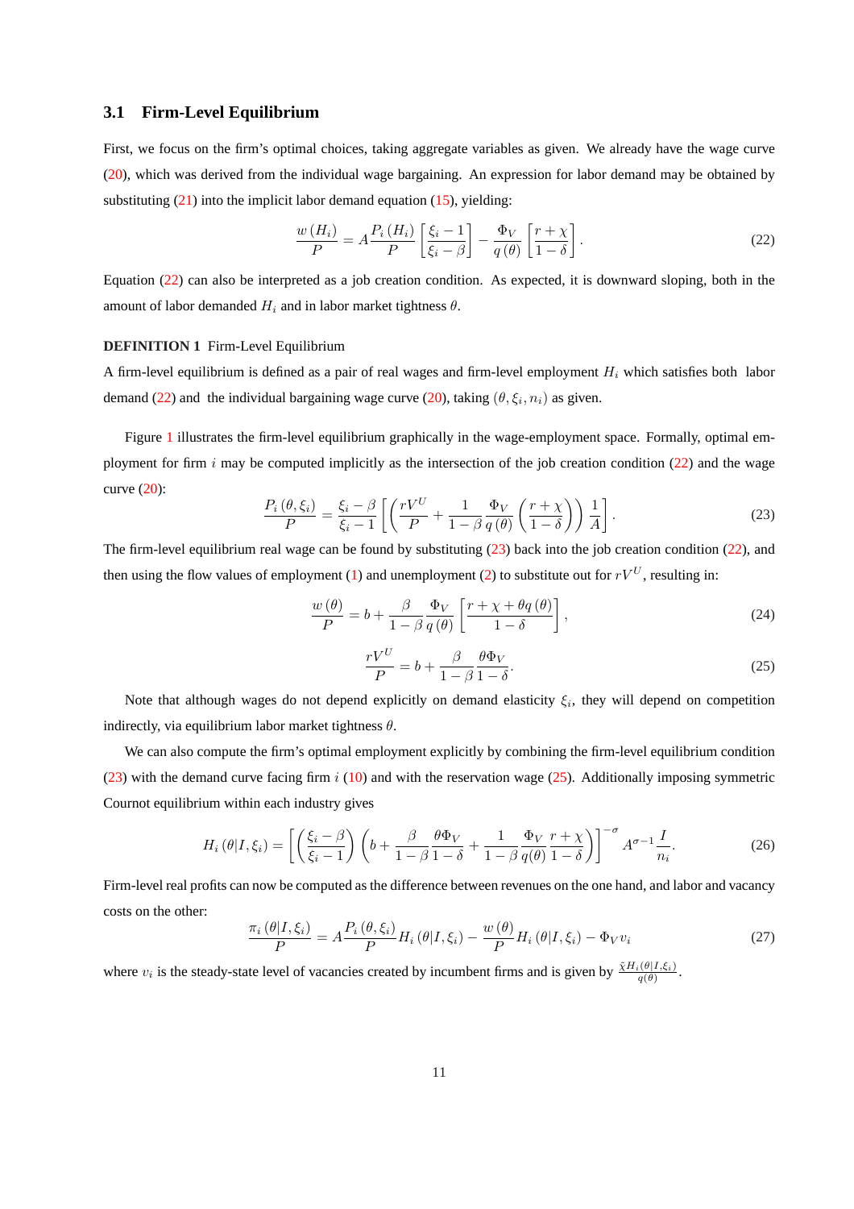### 3.1 Firm-Level Equilibrium

First, we focus on the firm's optimal choices, taking aggregate variables as given. We already have the wage curve (20), which was derived from the individual wage bargaining. An expression for labor demand may be obtained by substituting (21) into the implicit labor demand equation (15), yielding:

$$\frac{w\left(H_i\right)}{P} = A\frac{P_i\left(H_i\right)}{P}\left[\frac{\xi_i - 1}{\xi_i - \beta}\right] - \frac{\Phi_V}{q\left(\theta\right)}\left[\frac{r+\chi}{1-\delta}\right]. \tag{22}$$

Equation (22) can also be interpreted as a job creation condition. As expected, it is downward sloping, both in the amount of labor demanded $H_i$ and in labor market tightness $\theta$.

**DEFINITION 1** Firm-Level Equilibrium

A firm-level equilibrium is defined as a pair of real wages and firm-level employment $H_i$ which satisfies both labor demand (22) and the individual bargaining wage curve (20), taking $(\theta, \xi_i, n_i)$ as given.

Figure 1 illustrates the firm-level equilibrium graphically in the wage-employment space. Formally, optimal employment for firm $i$ may be computed implicitly as the intersection of the job creation condition (22) and the wage curve (20):

$$\frac{P_i\left(\theta, \xi_i\right)}{P} = \frac{\xi_i - \beta}{\xi_i - 1}\left[\left(\frac{rV^U}{P} + \frac{1}{1-\beta}\frac{\Phi_V}{q\left(\theta\right)}\left(\frac{r+\chi}{1-\delta}\right)\right)\frac{1}{A}\right]. \tag{23}$$

The firm-level equilibrium real wage can be found by substituting (23) back into the job creation condition (22), and then using the flow values of employment (1) and unemployment (2) to substitute out for $rV^U$, resulting in:

$$\frac{w\left(\theta\right)}{P} = b + \frac{\beta}{1-\beta}\frac{\Phi_V}{q\left(\theta\right)}\left[\frac{r+\chi+\theta q\left(\theta\right)}{1-\delta}\right], \tag{24}$$

$$\frac{rV^U}{P} = b + \frac{\beta}{1-\beta}\frac{\theta\Phi_V}{1-\delta}. \tag{25}$$

Note that although wages do not depend explicitly on demand elasticity $\xi_i$, they will depend on competition indirectly, via equilibrium labor market tightness $\theta$.

We can also compute the firm's optimal employment explicitly by combining the firm-level equilibrium condition (23) with the demand curve facing firm $i$ (10) and with the reservation wage (25). Additionally imposing symmetric Cournot equilibrium within each industry gives

$$H_i\left(\theta|I, \xi_i\right) = \left[\left(\frac{\xi_i - \beta}{\xi_i - 1}\right)\left(b + \frac{\beta}{1-\beta}\frac{\theta\Phi_V}{1-\delta} + \frac{1}{1-\beta}\frac{\Phi_V}{q(\theta)}\frac{r+\chi}{1-\delta}\right)\right]^{-\sigma} A^{\sigma-1}\frac{I}{n_i}. \tag{26}$$

Firm-level real profits can now be computed as the difference between revenues on the one hand, and labor and vacancy costs on the other:

$$\frac{\pi_i\left(\theta|I, \xi_i\right)}{P} = A\frac{P_i\left(\theta, \xi_i\right)}{P}H_i\left(\theta|I, \xi_i\right) - \frac{w\left(\theta\right)}{P}H_i\left(\theta|I, \xi_i\right) - \Phi_V v_i \tag{27}$$

where $v_i$ is the steady-state level of vacancies created by incumbent firms and is given by $\frac{\chi H_i(\theta|I,\xi_i)}{q(\theta)}$.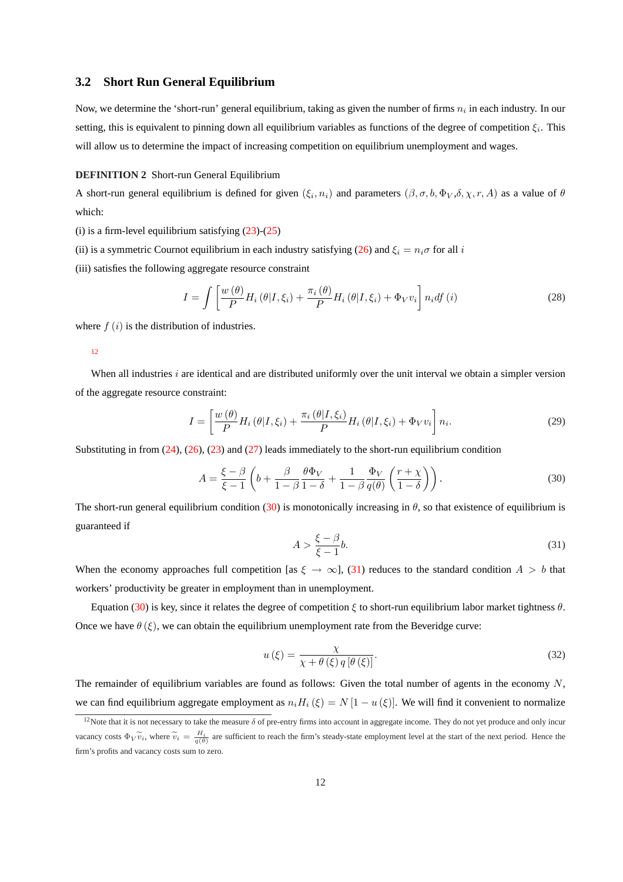### 3.2 Short Run General Equilibrium

Now, we determine the 'short-run' general equilibrium, taking as given the number of firms $n_i$ in each industry. In our setting, this is equivalent to pinning down all equilibrium variables as functions of the degree of competition $\xi_i$. This will allow us to determine the impact of increasing competition on equilibrium unemployment and wages.

**DEFINITION 2** Short-run General Equilibrium

A short-run general equilibrium is defined for given $(\xi_i, n_i)$ and parameters $(\beta, \sigma, b, \Phi_V, \delta, \chi, r, A)$ as a value of $\theta$ which:

(i) is a firm-level equilibrium satisfying (23)-(25)

(ii) is a symmetric Cournot equilibrium in each industry satisfying (26) and $\xi_i = n_i \sigma$ for all $i$

(iii) satisfies the following aggregate resource constraint

$$I = \int \left[ \frac{w(\theta)}{P} H_i(\theta | I, \xi_i) + \frac{\pi_i(\theta)}{P} H_i(\theta | I, \xi_i) + \Phi_V v_i \right] n_i df(i) \tag{28}$$

where $f(i)$ is the distribution of industries.

[12]

When all industries $i$ are identical and are distributed uniformly over the unit interval we obtain a simpler version of the aggregate resource constraint:

$$I = \left[ \frac{w(\theta)}{P} H_i(\theta | I, \xi_i) + \frac{\pi_i(\theta | I, \xi_i)}{P} H_i(\theta | I, \xi_i) + \Phi_V v_i \right] n_i. \tag{29}$$

Substituting in from (24), (26), (23) and (27) leads immediately to the short-run equilibrium condition

$$A = \frac{\xi - \beta}{\xi - 1} \left( b + \frac{\beta}{1 - \beta} \frac{\theta \Phi_V}{1 - \delta} + \frac{1}{1 - \beta} \frac{\Phi_V}{q(\theta)} \left( \frac{r + \chi}{1 - \delta} \right) \right). \tag{30}$$

The short-run general equilibrium condition (30) is monotonically increasing in $\theta$, so that existence of equilibrium is guaranteed if

$$A > \frac{\xi - \beta}{\xi - 1} b. \tag{31}$$

When the economy approaches full competition [as $\xi \to \infty$], (31) reduces to the standard condition $A > b$ that workers' productivity be greater in employment than in unemployment.

Equation (30) is key, since it relates the degree of competition $\xi$ to short-run equilibrium labor market tightness $\theta$. Once we have $\theta(\xi)$, we can obtain the equilibrium unemployment rate from the Beveridge curve:

$$u(\xi) = \frac{\chi}{\chi + \theta(\xi) q[\theta(\xi)]}. \tag{32}$$

The remainder of equilibrium variables are found as follows: Given the total number of agents in the economy $N$, we can find equilibrium aggregate employment as $n_i H_i(\xi) = N[1 - u(\xi)]$. We will find it convenient to normalize

[12] Note that it is not necessary to take the measure $\delta$ of pre-entry firms into account in aggregate income. They do not yet produce and only incur vacancy costs $\Phi_V \widetilde{v}_i$, where $\widetilde{v}_i = \frac{H_i}{q(\theta)}$ are sufficient to reach the firm's steady-state employment level at the start of the next period. Hence the firm's profits and vacancy costs sum to zero.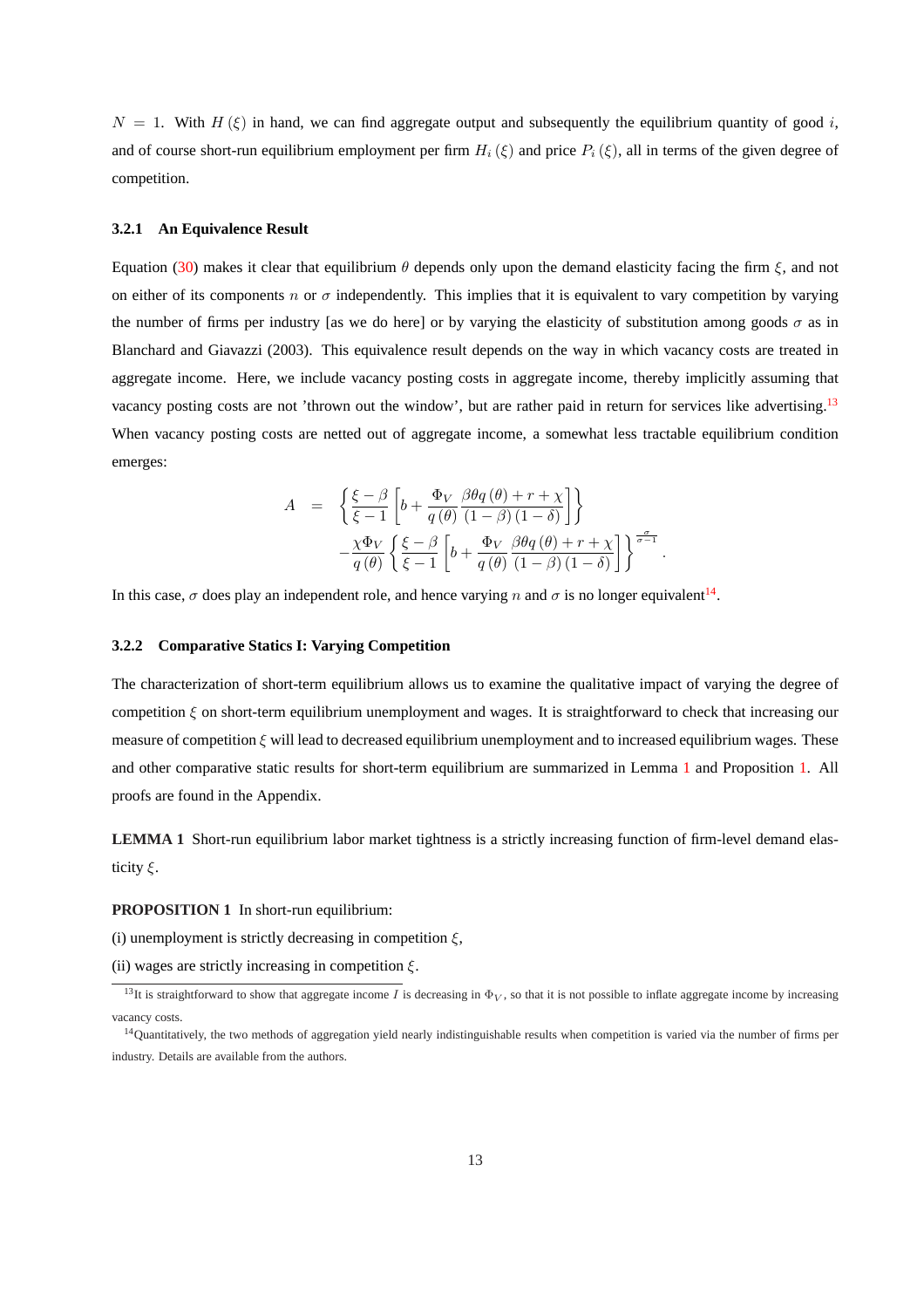$N = 1$. With $H(\xi)$ in hand, we can find aggregate output and subsequently the equilibrium quantity of good $i$, and of course short-run equilibrium employment per firm $H_i(\xi)$ and price $P_i(\xi)$, all in terms of the given degree of competition.

### 3.2.1 An Equivalence Result

Equation (30) makes it clear that equilibrium $\theta$ depends only upon the demand elasticity facing the firm $\xi$, and not on either of its components $n$ or $\sigma$ independently. This implies that it is equivalent to vary competition by varying the number of firms per industry [as we do here] or by varying the elasticity of substitution among goods $\sigma$ as in Blanchard and Giavazzi (2003). This equivalence result depends on the way in which vacancy costs are treated in aggregate income. Here, we include vacancy posting costs in aggregate income, thereby implicitly assuming that vacancy posting costs are not 'thrown out the window', but are rather paid in return for services like advertising.[13] When vacancy posting costs are netted out of aggregate income, a somewhat less tractable equilibrium condition emerges:

$$
\begin{aligned}
A &= \left\{ \frac{\xi - \beta}{\xi - 1} \left[ b + \frac{\Phi_V}{q(\theta)} \frac{\beta \theta q(\theta) + r + \chi}{(1-\beta)(1-\delta)} \right] \right\} \\
&\quad - \frac{\chi \Phi_V}{q(\theta)} \left\{ \frac{\xi - \beta}{\xi - 1} \left[ b + \frac{\Phi_V}{q(\theta)} \frac{\beta \theta q(\theta) + r + \chi}{(1-\beta)(1-\delta)} \right] \right\}^{\frac{\sigma}{\sigma - 1}}.
\end{aligned}
$$

In this case, $\sigma$ does play an independent role, and hence varying $n$ and $\sigma$ is no longer equivalent[14].

### 3.2.2 Comparative Statics I: Varying Competition

The characterization of short-term equilibrium allows us to examine the qualitative impact of varying the degree of competition $\xi$ on short-term equilibrium unemployment and wages. It is straightforward to check that increasing our measure of competition $\xi$ will lead to decreased equilibrium unemployment and to increased equilibrium wages. These and other comparative static results for short-term equilibrium are summarized in Lemma 1 and Proposition 1. All proofs are found in the Appendix.

**LEMMA 1** Short-run equilibrium labor market tightness is a strictly increasing function of firm-level demand elasticity $\xi$.

**PROPOSITION 1** In short-run equilibrium:

(i) unemployment is strictly decreasing in competition $\xi$,

(ii) wages are strictly increasing in competition $\xi$.

[13] It is straightforward to show that aggregate income $I$ is decreasing in $\Phi_V$, so that it is not possible to inflate aggregate income by increasing vacancy costs.

[14] Quantitatively, the two methods of aggregation yield nearly indistinguishable results when competition is varied via the number of firms per industry. Details are available from the authors.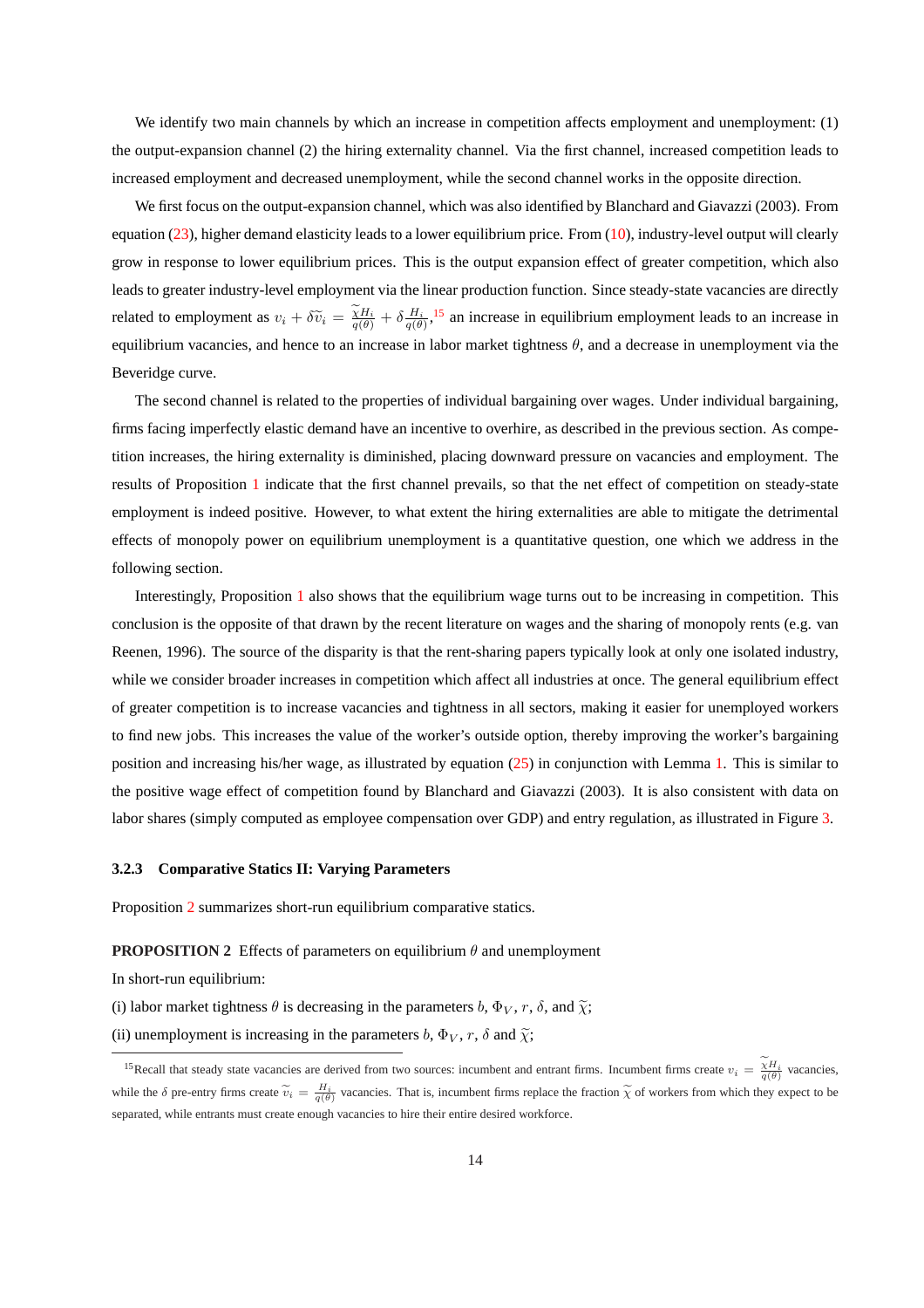We identify two main channels by which an increase in competition affects employment and unemployment: (1) the output-expansion channel (2) the hiring externality channel. Via the first channel, increased competition leads to increased employment and decreased unemployment, while the second channel works in the opposite direction.

We first focus on the output-expansion channel, which was also identified by Blanchard and Giavazzi (2003). From equation (23), higher demand elasticity leads to a lower equilibrium price. From (10), industry-level output will clearly grow in response to lower equilibrium prices. This is the output expansion effect of greater competition, which also leads to greater industry-level employment via the linear production function. Since steady-state vacancies are directly related to employment as $v_i + \delta \widetilde{v}_i = \frac{\widetilde{\chi} H_i}{q(\theta)} + \delta \frac{H_i}{q(\theta)}$,[15] an increase in equilibrium employment leads to an increase in equilibrium vacancies, and hence to an increase in labor market tightness $\theta$, and a decrease in unemployment via the Beveridge curve.

The second channel is related to the properties of individual bargaining over wages. Under individual bargaining, firms facing imperfectly elastic demand have an incentive to overhire, as described in the previous section. As competition increases, the hiring externality is diminished, placing downward pressure on vacancies and employment. The results of Proposition 1 indicate that the first channel prevails, so that the net effect of competition on steady-state employment is indeed positive. However, to what extent the hiring externalities are able to mitigate the detrimental effects of monopoly power on equilibrium unemployment is a quantitative question, one which we address in the following section.

Interestingly, Proposition 1 also shows that the equilibrium wage turns out to be increasing in competition. This conclusion is the opposite of that drawn by the recent literature on wages and the sharing of monopoly rents (e.g. van Reenen, 1996). The source of the disparity is that the rent-sharing papers typically look at only one isolated industry, while we consider broader increases in competition which affect all industries at once. The general equilibrium effect of greater competition is to increase vacancies and tightness in all sectors, making it easier for unemployed workers to find new jobs. This increases the value of the worker's outside option, thereby improving the worker's bargaining position and increasing his/her wage, as illustrated by equation (25) in conjunction with Lemma 1. This is similar to the positive wage effect of competition found by Blanchard and Giavazzi (2003). It is also consistent with data on labor shares (simply computed as employee compensation over GDP) and entry regulation, as illustrated in Figure 3.

### 3.2.3 Comparative Statics II: Varying Parameters

Proposition 2 summarizes short-run equilibrium comparative statics.

**PROPOSITION 2** Effects of parameters on equilibrium $\theta$ and unemployment

In short-run equilibrium:

(i) labor market tightness $\theta$ is decreasing in the parameters $b$, $\Phi_V$, $r$, $\delta$, and $\widetilde{\chi}$;

(ii) unemployment is increasing in the parameters $b$, $\Phi_V$, $r$, $\delta$ and $\widetilde{\chi}$;

[15] Recall that steady state vacancies are derived from two sources: incumbent and entrant firms. Incumbent firms create $v_i = \frac{\widetilde{\chi} H_i}{q(\theta)}$ vacancies, while the $\delta$ pre-entry firms create $\widetilde{v}_i = \frac{H_i}{q(\theta)}$ vacancies. That is, incumbent firms replace the fraction $\widetilde{\chi}$ of workers from which they expect to be separated, while entrants must create enough vacancies to hire their entire desired workforce.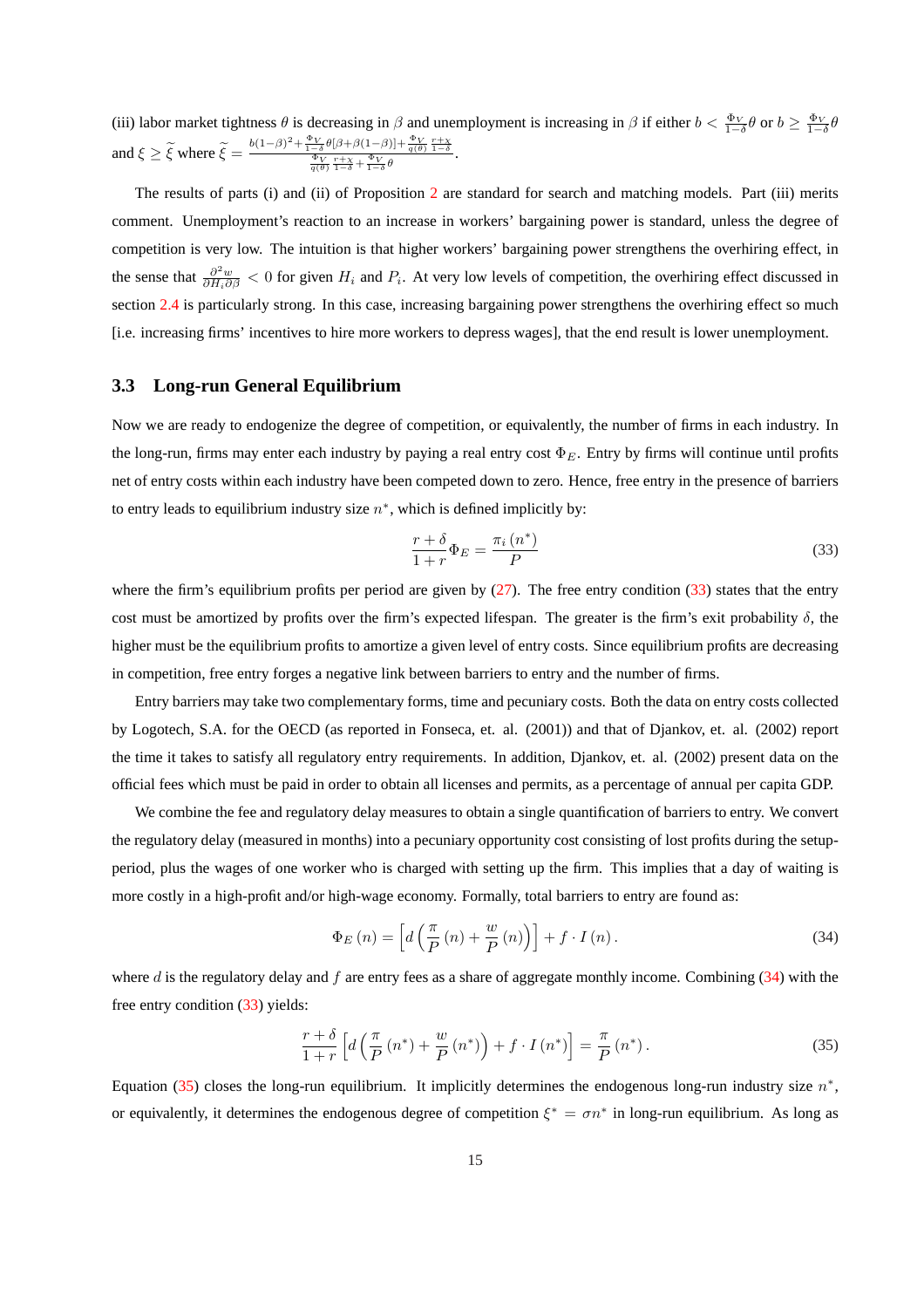(iii) labor market tightness $\theta$ is decreasing in $\beta$ and unemployment is increasing in $\beta$ if either $b < \frac{\Phi_V}{1-\delta}\theta$ or $b \geq \frac{\Phi_V}{1-\delta}\theta$ and $\xi \geq \widetilde{\xi}$ where $\widetilde{\xi} = \frac{b(1-\beta)^2 + \frac{\Phi_V}{1-\delta}\theta[\beta+\beta(1-\beta)] + \frac{\Phi_V}{q(\theta)}\frac{r+\chi}{1-\delta}}{\frac{\Phi_V}{q(\theta)}\frac{r+\chi}{1-\delta} + \frac{\Phi_V}{1-\delta}\theta}$.

The results of parts (i) and (ii) of Proposition 2 are standard for search and matching models. Part (iii) merits comment. Unemployment's reaction to an increase in workers' bargaining power is standard, unless the degree of competition is very low. The intuition is that higher workers' bargaining power strengthens the overhiring effect, in the sense that $\frac{\partial^2 w}{\partial H_i \partial \beta} < 0$ for given $H_i$ and $P_i$. At very low levels of competition, the overhiring effect discussed in section 2.4 is particularly strong. In this case, increasing bargaining power strengthens the overhiring effect so much [i.e. increasing firms' incentives to hire more workers to depress wages], that the end result is lower unemployment.

### 3.3 Long-run General Equilibrium

Now we are ready to endogenize the degree of competition, or equivalently, the number of firms in each industry. In the long-run, firms may enter each industry by paying a real entry cost $\Phi_E$. Entry by firms will continue until profits net of entry costs within each industry have been competed down to zero. Hence, free entry in the presence of barriers to entry leads to equilibrium industry size $n^*$, which is defined implicitly by:

$$\frac{r+\delta}{1+r}\Phi_E = \frac{\pi_i(n^*)}{P} \tag{33}$$

where the firm's equilibrium profits per period are given by (27). The free entry condition (33) states that the entry cost must be amortized by profits over the firm's expected lifespan. The greater is the firm's exit probability $\delta$, the higher must be the equilibrium profits to amortize a given level of entry costs. Since equilibrium profits are decreasing in competition, free entry forges a negative link between barriers to entry and the number of firms.

Entry barriers may take two complementary forms, time and pecuniary costs. Both the data on entry costs collected by Logotech, S.A. for the OECD (as reported in Fonseca, et. al. (2001)) and that of Djankov, et. al. (2002) report the time it takes to satisfy all regulatory entry requirements. In addition, Djankov, et. al. (2002) present data on the official fees which must be paid in order to obtain all licenses and permits, as a percentage of annual per capita GDP.

We combine the fee and regulatory delay measures to obtain a single quantification of barriers to entry. We convert the regulatory delay (measured in months) into a pecuniary opportunity cost consisting of lost profits during the setup-period, plus the wages of one worker who is charged with setting up the firm. This implies that a day of waiting is more costly in a high-profit and/or high-wage economy. Formally, total barriers to entry are found as:

$$\Phi_E(n) = \left[d\left(\frac{\pi}{P}(n) + \frac{w}{P}(n)\right)\right] + f \cdot I(n). \tag{34}$$

where $d$ is the regulatory delay and $f$ are entry fees as a share of aggregate monthly income. Combining (34) with the free entry condition (33) yields:

$$\frac{r+\delta}{1+r}\left[d\left(\frac{\pi}{P}(n^*) + \frac{w}{P}(n^*)\right) + f \cdot I(n^*)\right] = \frac{\pi}{P}(n^*). \tag{35}$$

Equation (35) closes the long-run equilibrium. It implicitly determines the endogenous long-run industry size $n^*$, or equivalently, it determines the endogenous degree of competition $\xi^* = \sigma n^*$ in long-run equilibrium. As long as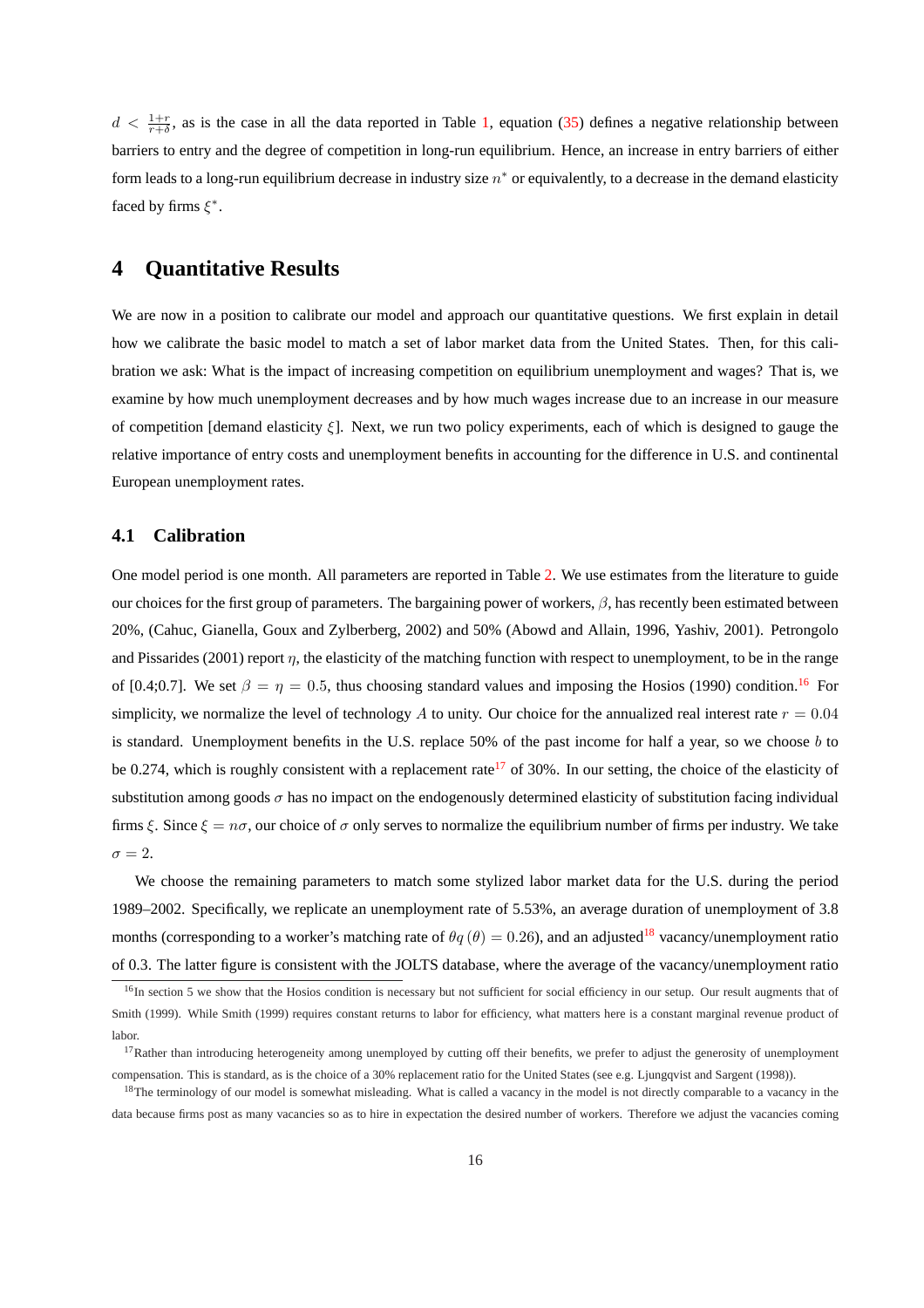$d < \frac{1+r}{r+\delta}$, as is the case in all the data reported in Table 1, equation (35) defines a negative relationship between barriers to entry and the degree of competition in long-run equilibrium. Hence, an increase in entry barriers of either form leads to a long-run equilibrium decrease in industry size $n^*$ or equivalently, to a decrease in the demand elasticity faced by firms $\xi^*$.

# 4 Quantitative Results

We are now in a position to calibrate our model and approach our quantitative questions. We first explain in detail how we calibrate the basic model to match a set of labor market data from the United States. Then, for this calibration we ask: What is the impact of increasing competition on equilibrium unemployment and wages? That is, we examine by how much unemployment decreases and by how much wages increase due to an increase in our measure of competition [demand elasticity $\xi$]. Next, we run two policy experiments, each of which is designed to gauge the relative importance of entry costs and unemployment benefits in accounting for the difference in U.S. and continental European unemployment rates.

## 4.1 Calibration

One model period is one month. All parameters are reported in Table 2. We use estimates from the literature to guide our choices for the first group of parameters. The bargaining power of workers, $\beta$, has recently been estimated between 20%, (Cahuc, Gianella, Goux and Zylberberg, 2002) and 50% (Abowd and Allain, 1996, Yashiv, 2001). Petrongolo and Pissarides (2001) report $\eta$, the elasticity of the matching function with respect to unemployment, to be in the range of [0.4;0.7]. We set $\beta = \eta = 0.5$, thus choosing standard values and imposing the Hosios (1990) condition.[16] For simplicity, we normalize the level of technology $A$ to unity. Our choice for the annualized real interest rate $r = 0.04$ is standard. Unemployment benefits in the U.S. replace 50% of the past income for half a year, so we choose $b$ to be 0.274, which is roughly consistent with a replacement rate[17] of 30%. In our setting, the choice of the elasticity of substitution among goods $\sigma$ has no impact on the endogenously determined elasticity of substitution facing individual firms $\xi$. Since $\xi = n\sigma$, our choice of $\sigma$ only serves to normalize the equilibrium number of firms per industry. We take $\sigma = 2$.

We choose the remaining parameters to match some stylized labor market data for the U.S. during the period 1989–2002. Specifically, we replicate an unemployment rate of 5.53%, an average duration of unemployment of 3.8 months (corresponding to a worker's matching rate of $\theta q(\theta) = 0.26$), and an adjusted[18] vacancy/unemployment ratio of 0.3. The latter figure is consistent with the JOLTS database, where the average of the vacancy/unemployment ratio

[16] In section 5 we show that the Hosios condition is necessary but not sufficient for social efficiency in our setup. Our result augments that of Smith (1999). While Smith (1999) requires constant returns to labor for efficiency, what matters here is a constant marginal revenue product of labor.

[17] Rather than introducing heterogeneity among unemployed by cutting off their benefits, we prefer to adjust the generosity of unemployment compensation. This is standard, as is the choice of a 30% replacement ratio for the United States (see e.g. Ljungqvist and Sargent (1998)).

[18] The terminology of our model is somewhat misleading. What is called a vacancy in the model is not directly comparable to a vacancy in the data because firms post as many vacancies so as to hire in expectation the desired number of workers. Therefore we adjust the vacancies coming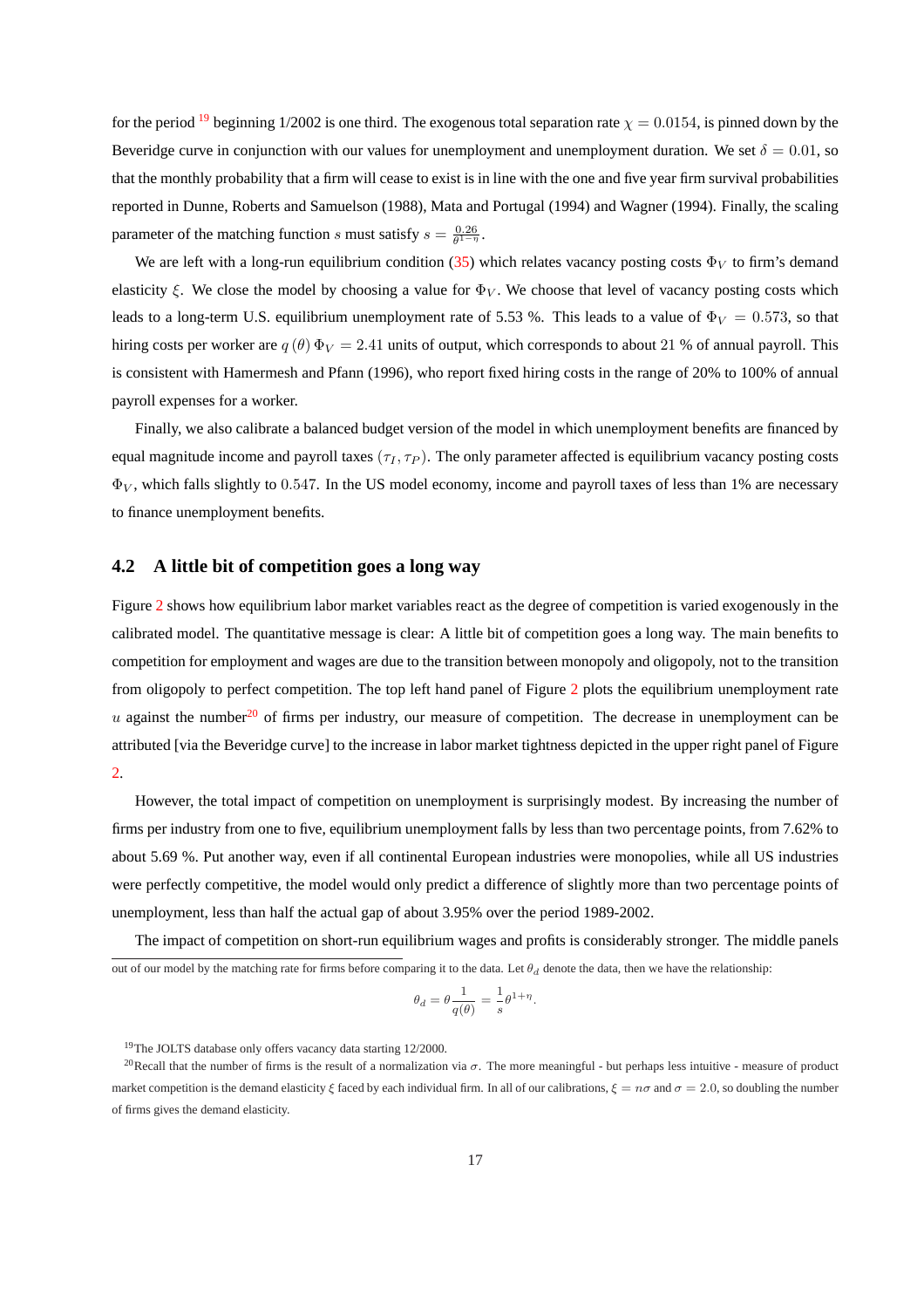for the period [19] beginning 1/2002 is one third. The exogenous total separation rate $\chi = 0.0154$, is pinned down by the Beveridge curve in conjunction with our values for unemployment and unemployment duration. We set $\delta = 0.01$, so that the monthly probability that a firm will cease to exist is in line with the one and five year firm survival probabilities reported in Dunne, Roberts and Samuelson (1988), Mata and Portugal (1994) and Wagner (1994). Finally, the scaling parameter of the matching function $s$ must satisfy $s = \frac{0.26}{\theta^{1-\eta}}$.

We are left with a long-run equilibrium condition (35) which relates vacancy posting costs $\Phi_V$ to firm's demand elasticity $\xi$. We close the model by choosing a value for $\Phi_V$. We choose that level of vacancy posting costs which leads to a long-term U.S. equilibrium unemployment rate of 5.53 %. This leads to a value of $\Phi_V = 0.573$, so that hiring costs per worker are $q(\theta)\Phi_V = 2.41$ units of output, which corresponds to about 21 % of annual payroll. This is consistent with Hamermesh and Pfann (1996), who report fixed hiring costs in the range of 20% to 100% of annual payroll expenses for a worker.

Finally, we also calibrate a balanced budget version of the model in which unemployment benefits are financed by equal magnitude income and payroll taxes $(\tau_I, \tau_P)$. The only parameter affected is equilibrium vacancy posting costs $\Phi_V$, which falls slightly to $0.547$. In the US model economy, income and payroll taxes of less than 1% are necessary to finance unemployment benefits.

## 4.2 A little bit of competition goes a long way

Figure 2 shows how equilibrium labor market variables react as the degree of competition is varied exogenously in the calibrated model. The quantitative message is clear: A little bit of competition goes a long way. The main benefits to competition for employment and wages are due to the transition between monopoly and oligopoly, not to the transition from oligopoly to perfect competition. The top left hand panel of Figure 2 plots the equilibrium unemployment rate $u$ against the number[20] of firms per industry, our measure of competition. The decrease in unemployment can be attributed [via the Beveridge curve] to the increase in labor market tightness depicted in the upper right panel of Figure 2.

However, the total impact of competition on unemployment is surprisingly modest. By increasing the number of firms per industry from one to five, equilibrium unemployment falls by less than two percentage points, from 7.62% to about 5.69 %. Put another way, even if all continental European industries were monopolies, while all US industries were perfectly competitive, the model would only predict a difference of slightly more than two percentage points of unemployment, less than half the actual gap of about 3.95% over the period 1989-2002.

The impact of competition on short-run equilibrium wages and profits is considerably stronger. The middle panels

---

out of our model by the matching rate for firms before comparing it to the data. Let $\theta_d$ denote the data, then we have the relationship:

$$\theta_d = \theta \frac{1}{q(\theta)} = \frac{1}{s}\theta^{1+\eta}.$$

[19] The JOLTS database only offers vacancy data starting 12/2000.

[20] Recall that the number of firms is the result of a normalization via $\sigma$. The more meaningful - but perhaps less intuitive - measure of product market competition is the demand elasticity $\xi$ faced by each individual firm. In all of our calibrations, $\xi = n\sigma$ and $\sigma = 2.0$, so doubling the number of firms gives the demand elasticity.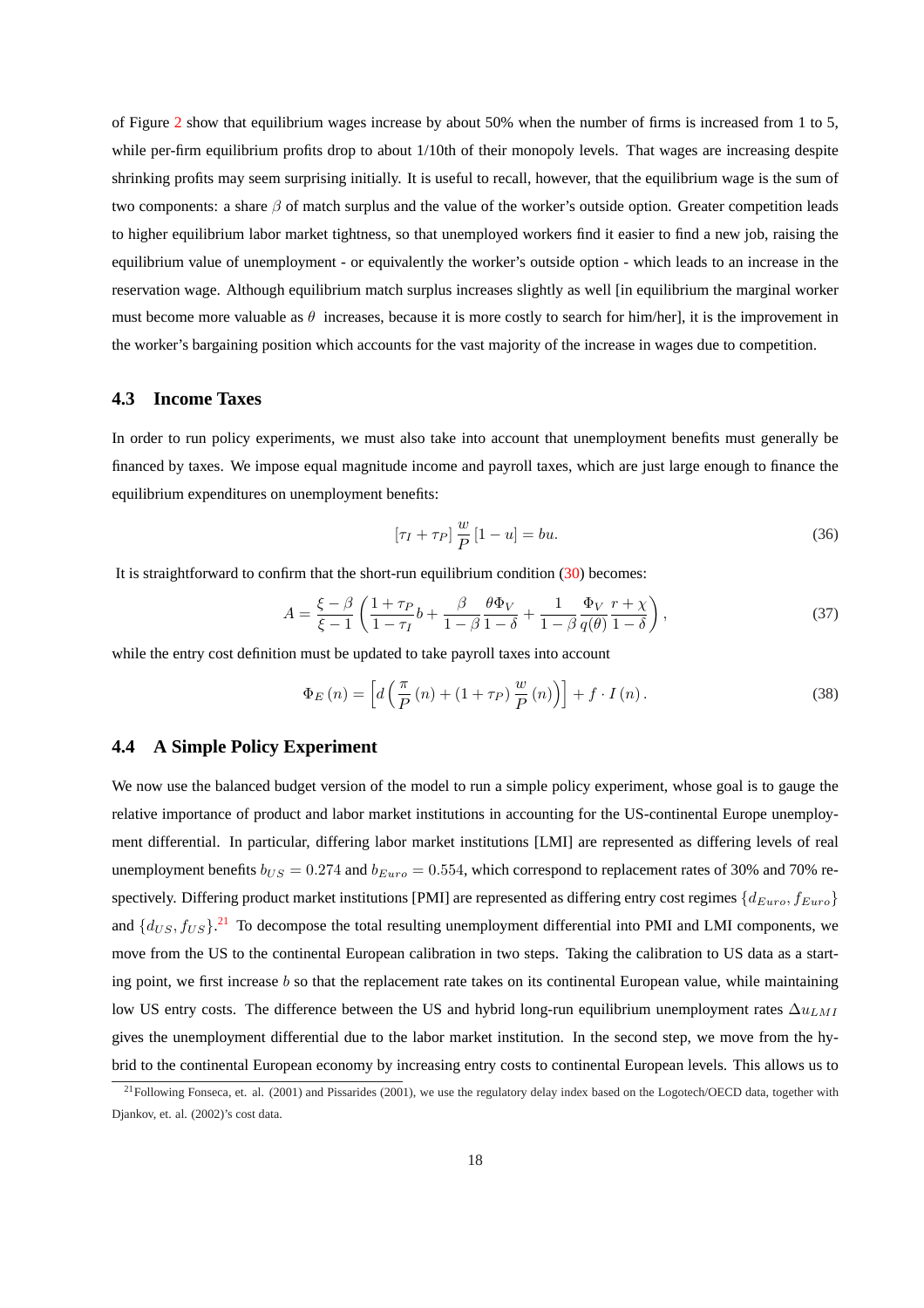of Figure 2 show that equilibrium wages increase by about 50% when the number of firms is increased from 1 to 5, while per-firm equilibrium profits drop to about 1/10th of their monopoly levels. That wages are increasing despite shrinking profits may seem surprising initially. It is useful to recall, however, that the equilibrium wage is the sum of two components: a share $\beta$ of match surplus and the value of the worker's outside option. Greater competition leads to higher equilibrium labor market tightness, so that unemployed workers find it easier to find a new job, raising the equilibrium value of unemployment - or equivalently the worker's outside option - which leads to an increase in the reservation wage. Although equilibrium match surplus increases slightly as well [in equilibrium the marginal worker must become more valuable as $\theta$ increases, because it is more costly to search for him/her], it is the improvement in the worker's bargaining position which accounts for the vast majority of the increase in wages due to competition.

### 4.3 Income Taxes

In order to run policy experiments, we must also take into account that unemployment benefits must generally be financed by taxes. We impose equal magnitude income and payroll taxes, which are just large enough to finance the equilibrium expenditures on unemployment benefits:

$$[\tau_I + \tau_P] \frac{w}{P} [1-u] = bu. \tag{36}$$

It is straightforward to confirm that the short-run equilibrium condition (30) becomes:

$$A = \frac{\xi - \beta}{\xi - 1} \left( \frac{1+\tau_P}{1-\tau_I} b + \frac{\beta}{1-\beta} \frac{\theta \Phi_V}{1-\delta} + \frac{1}{1-\beta} \frac{\Phi_V}{q(\theta)} \frac{r+\chi}{1-\delta} \right), \tag{37}$$

while the entry cost definition must be updated to take payroll taxes into account

$$\Phi_E(n) = \left[ d \left( \frac{\pi}{P}(n) + (1+\tau_P) \frac{w}{P}(n) \right) \right] + f \cdot I(n). \tag{38}$$

### 4.4 A Simple Policy Experiment

We now use the balanced budget version of the model to run a simple policy experiment, whose goal is to gauge the relative importance of product and labor market institutions in accounting for the US-continental Europe unemployment differential. In particular, differing labor market institutions [LMI] are represented as differing levels of real unemployment benefits $b_{US} = 0.274$ and $b_{Euro} = 0.554$, which correspond to replacement rates of 30% and 70% respectively. Differing product market institutions [PMI] are represented as differing entry cost regimes $\{d_{Euro}, f_{Euro}\}$ and $\{d_{US}, f_{US}\}$.[21] To decompose the total resulting unemployment differential into PMI and LMI components, we move from the US to the continental European calibration in two steps. Taking the calibration to US data as a starting point, we first increase $b$ so that the replacement rate takes on its continental European value, while maintaining low US entry costs. The difference between the US and hybrid long-run equilibrium unemployment rates $\Delta u_{LMI}$ gives the unemployment differential due to the labor market institution. In the second step, we move from the hybrid to the continental European economy by increasing entry costs to continental European levels. This allows us to

[21] Following Fonseca, et. al. (2001) and Pissarides (2001), we use the regulatory delay index based on the Logotech/OECD data, together with Djankov, et. al. (2002)'s cost data.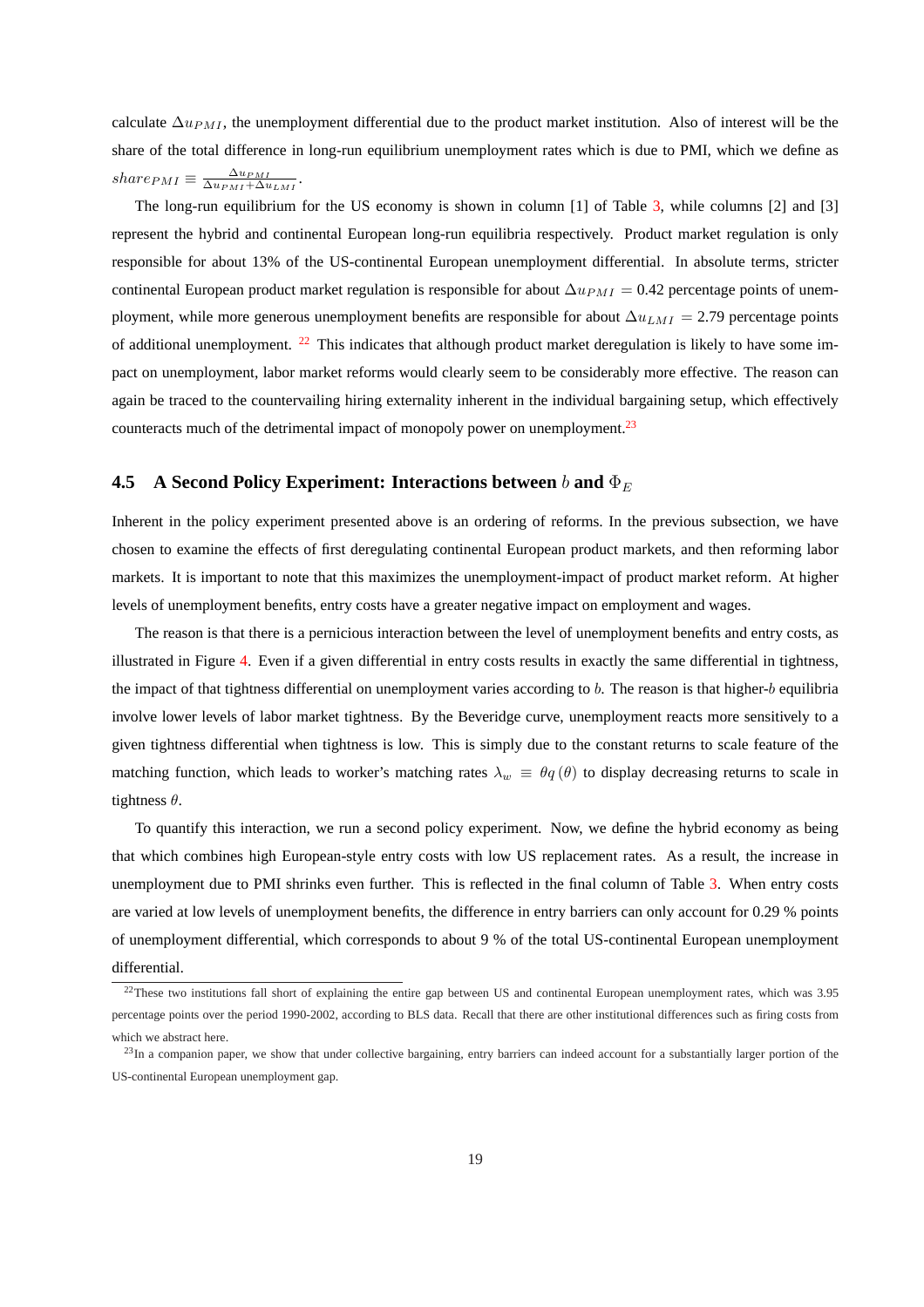calculate $\Delta u_{PMI}$, the unemployment differential due to the product market institution. Also of interest will be the share of the total difference in long-run equilibrium unemployment rates which is due to PMI, which we define as $share_{PMI} \equiv \frac{\Delta u_{PMI}}{\Delta u_{PMI}+\Delta u_{LMI}}$.

The long-run equilibrium for the US economy is shown in column [1] of Table 3, while columns [2] and [3] represent the hybrid and continental European long-run equilibria respectively. Product market regulation is only responsible for about 13% of the US-continental European unemployment differential. In absolute terms, stricter continental European product market regulation is responsible for about $\Delta u_{PMI} = 0.42$ percentage points of unemployment, while more generous unemployment benefits are responsible for about $\Delta u_{LMI} = 2.79$ percentage points of additional unemployment. [22] This indicates that although product market deregulation is likely to have some impact on unemployment, labor market reforms would clearly seem to be considerably more effective. The reason can again be traced to the countervailing hiring externality inherent in the individual bargaining setup, which effectively counteracts much of the detrimental impact of monopoly power on unemployment.[23]

## 4.5 A Second Policy Experiment: Interactions between $b$ and $\Phi_E$

Inherent in the policy experiment presented above is an ordering of reforms. In the previous subsection, we have chosen to examine the effects of first deregulating continental European product markets, and then reforming labor markets. It is important to note that this maximizes the unemployment-impact of product market reform. At higher levels of unemployment benefits, entry costs have a greater negative impact on employment and wages.

The reason is that there is a pernicious interaction between the level of unemployment benefits and entry costs, as illustrated in Figure 4. Even if a given differential in entry costs results in exactly the same differential in tightness, the impact of that tightness differential on unemployment varies according to $b$. The reason is that higher-$b$ equilibria involve lower levels of labor market tightness. By the Beveridge curve, unemployment reacts more sensitively to a given tightness differential when tightness is low. This is simply due to the constant returns to scale feature of the matching function, which leads to worker's matching rates $\lambda_w \equiv \theta q(\theta)$ to display decreasing returns to scale in tightness $\theta$.

To quantify this interaction, we run a second policy experiment. Now, we define the hybrid economy as being that which combines high European-style entry costs with low US replacement rates. As a result, the increase in unemployment due to PMI shrinks even further. This is reflected in the final column of Table 3. When entry costs are varied at low levels of unemployment benefits, the difference in entry barriers can only account for 0.29 % points of unemployment differential, which corresponds to about 9 % of the total US-continental European unemployment differential.

[22] These two institutions fall short of explaining the entire gap between US and continental European unemployment rates, which was 3.95 percentage points over the period 1990-2002, according to BLS data. Recall that there are other institutional differences such as firing costs from which we abstract here.

[23] In a companion paper, we show that under collective bargaining, entry barriers can indeed account for a substantially larger portion of the US-continental European unemployment gap.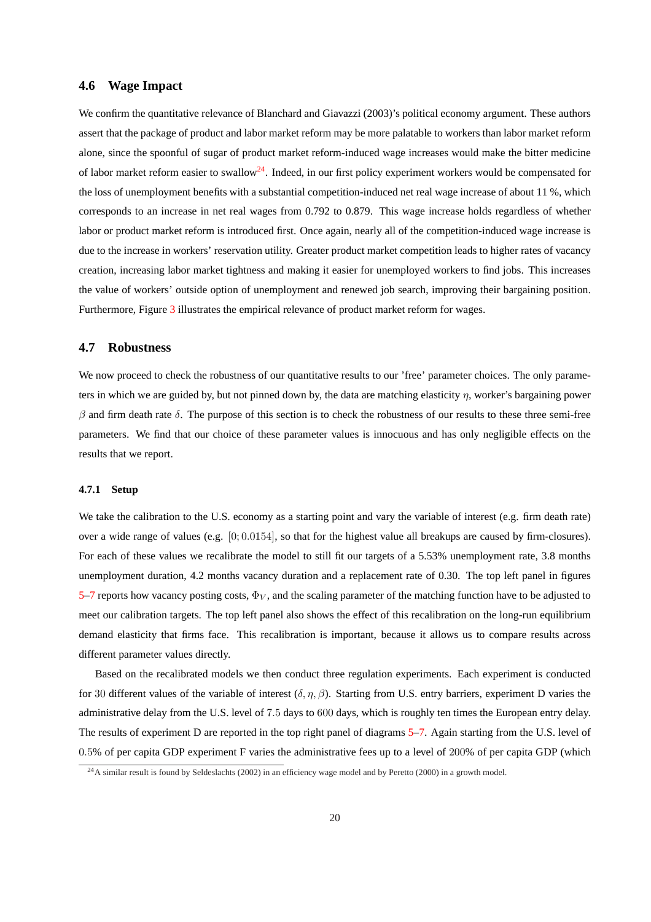## 4.6 Wage Impact

We confirm the quantitative relevance of Blanchard and Giavazzi (2003)'s political economy argument. These authors assert that the package of product and labor market reform may be more palatable to workers than labor market reform alone, since the spoonful of sugar of product market reform-induced wage increases would make the bitter medicine of labor market reform easier to swallow[24]. Indeed, in our first policy experiment workers would be compensated for the loss of unemployment benefits with a substantial competition-induced net real wage increase of about 11 %, which corresponds to an increase in net real wages from 0.792 to 0.879. This wage increase holds regardless of whether labor or product market reform is introduced first. Once again, nearly all of the competition-induced wage increase is due to the increase in workers' reservation utility. Greater product market competition leads to higher rates of vacancy creation, increasing labor market tightness and making it easier for unemployed workers to find jobs. This increases the value of workers' outside option of unemployment and renewed job search, improving their bargaining position. Furthermore, Figure 3 illustrates the empirical relevance of product market reform for wages.

## 4.7 Robustness

We now proceed to check the robustness of our quantitative results to our 'free' parameter choices. The only parameters in which we are guided by, but not pinned down by, the data are matching elasticity $\eta$, worker's bargaining power $\beta$ and firm death rate $\delta$. The purpose of this section is to check the robustness of our results to these three semi-free parameters. We find that our choice of these parameter values is innocuous and has only negligible effects on the results that we report.

### 4.7.1 Setup

We take the calibration to the U.S. economy as a starting point and vary the variable of interest (e.g. firm death rate) over a wide range of values (e.g. $[0; 0.0154]$, so that for the highest value all breakups are caused by firm-closures). For each of these values we recalibrate the model to still fit our targets of a 5.53% unemployment rate, 3.8 months unemployment duration, 4.2 months vacancy duration and a replacement rate of 0.30. The top left panel in figures 5–7 reports how vacancy posting costs, $\Phi_V$, and the scaling parameter of the matching function have to be adjusted to meet our calibration targets. The top left panel also shows the effect of this recalibration on the long-run equilibrium demand elasticity that firms face. This recalibration is important, because it allows us to compare results across different parameter values directly.

Based on the recalibrated models we then conduct three regulation experiments. Each experiment is conducted for 30 different values of the variable of interest ($\delta, \eta, \beta$). Starting from U.S. entry barriers, experiment D varies the administrative delay from the U.S. level of 7.5 days to 600 days, which is roughly ten times the European entry delay. The results of experiment D are reported in the top right panel of diagrams 5–7. Again starting from the U.S. level of 0.5% of per capita GDP experiment F varies the administrative fees up to a level of 200% of per capita GDP (which

[24] A similar result is found by Seldeslachts (2002) in an efficiency wage model and by Peretto (2000) in a growth model.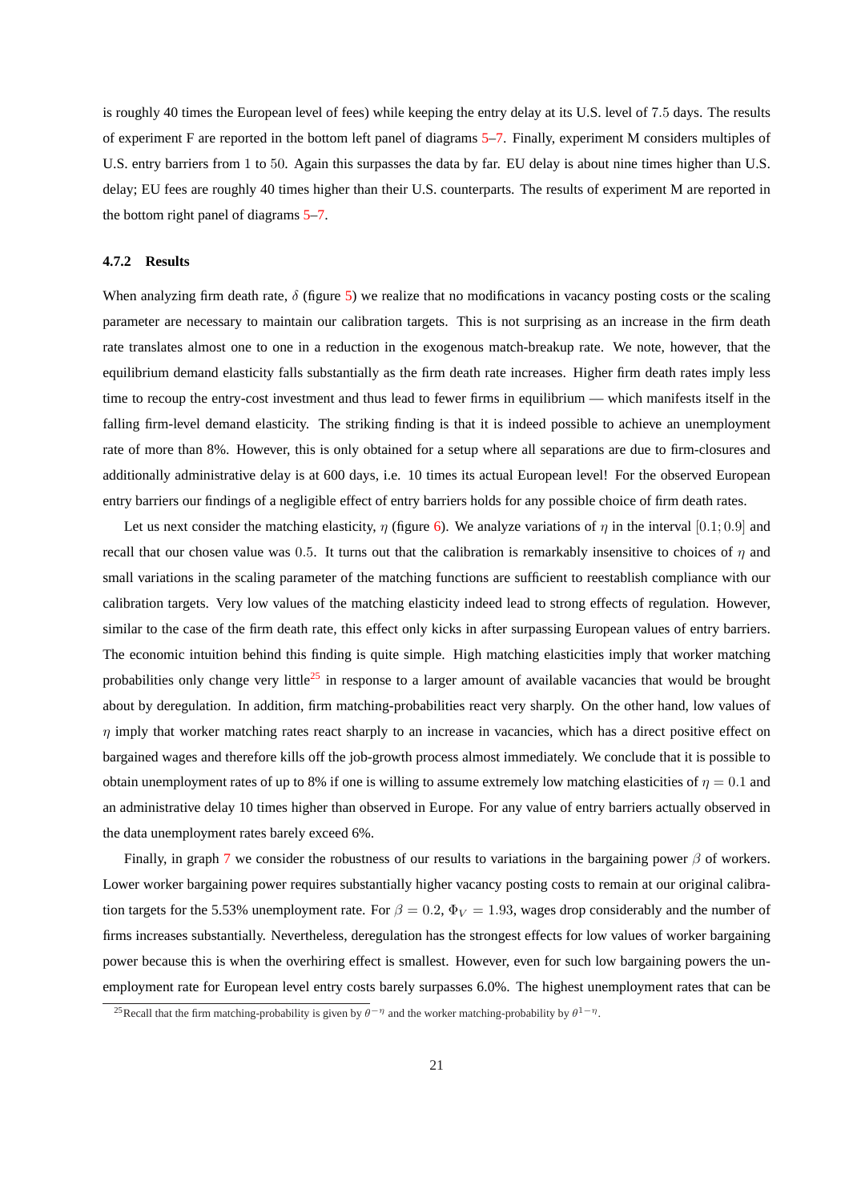is roughly 40 times the European level of fees) while keeping the entry delay at its U.S. level of 7.5 days. The results of experiment F are reported in the bottom left panel of diagrams 5–7. Finally, experiment M considers multiples of U.S. entry barriers from 1 to 50. Again this surpasses the data by far. EU delay is about nine times higher than U.S. delay; EU fees are roughly 40 times higher than their U.S. counterparts. The results of experiment M are reported in the bottom right panel of diagrams 5–7.

#### 4.7.2 Results

When analyzing firm death rate, $\delta$ (figure 5) we realize that no modifications in vacancy posting costs or the scaling parameter are necessary to maintain our calibration targets. This is not surprising as an increase in the firm death rate translates almost one to one in a reduction in the exogenous match-breakup rate. We note, however, that the equilibrium demand elasticity falls substantially as the firm death rate increases. Higher firm death rates imply less time to recoup the entry-cost investment and thus lead to fewer firms in equilibrium — which manifests itself in the falling firm-level demand elasticity. The striking finding is that it is indeed possible to achieve an unemployment rate of more than 8%. However, this is only obtained for a setup where all separations are due to firm-closures and additionally administrative delay is at 600 days, i.e. 10 times its actual European level! For the observed European entry barriers our findings of a negligible effect of entry barriers holds for any possible choice of firm death rates.

Let us next consider the matching elasticity, $\eta$ (figure 6). We analyze variations of $\eta$ in the interval $[0.1; 0.9]$ and recall that our chosen value was $0.5$. It turns out that the calibration is remarkably insensitive to choices of $\eta$ and small variations in the scaling parameter of the matching functions are sufficient to reestablish compliance with our calibration targets. Very low values of the matching elasticity indeed lead to strong effects of regulation. However, similar to the case of the firm death rate, this effect only kicks in after surpassing European values of entry barriers. The economic intuition behind this finding is quite simple. High matching elasticities imply that worker matching probabilities only change very little[25] in response to a larger amount of available vacancies that would be brought about by deregulation. In addition, firm matching-probabilities react very sharply. On the other hand, low values of $\eta$ imply that worker matching rates react sharply to an increase in vacancies, which has a direct positive effect on bargained wages and therefore kills off the job-growth process almost immediately. We conclude that it is possible to obtain unemployment rates of up to 8% if one is willing to assume extremely low matching elasticities of $\eta = 0.1$ and an administrative delay 10 times higher than observed in Europe. For any value of entry barriers actually observed in the data unemployment rates barely exceed 6%.

Finally, in graph 7 we consider the robustness of our results to variations in the bargaining power $\beta$ of workers. Lower worker bargaining power requires substantially higher vacancy posting costs to remain at our original calibration targets for the 5.53% unemployment rate. For $\beta = 0.2$, $\Phi_V = 1.93$, wages drop considerably and the number of firms increases substantially. Nevertheless, deregulation has the strongest effects for low values of worker bargaining power because this is when the overhiring effect is smallest. However, even for such low bargaining powers the unemployment rate for European level entry costs barely surpasses 6.0%. The highest unemployment rates that can be

[25] Recall that the firm matching-probability is given by $\theta^{-\eta}$ and the worker matching-probability by $\theta^{1-\eta}$.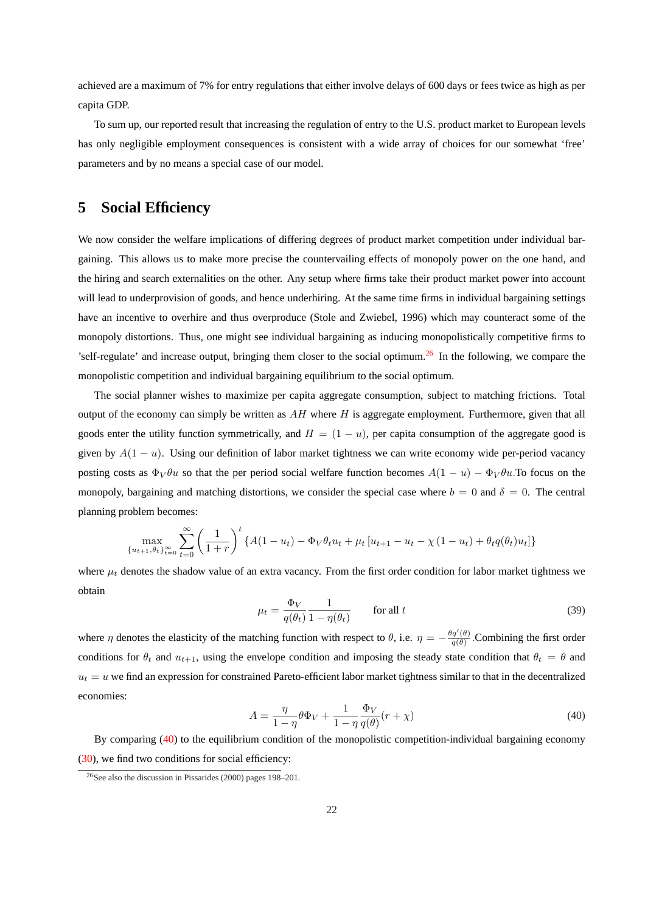achieved are a maximum of 7% for entry regulations that either involve delays of 600 days or fees twice as high as per capita GDP.

To sum up, our reported result that increasing the regulation of entry to the U.S. product market to European levels has only negligible employment consequences is consistent with a wide array of choices for our somewhat 'free' parameters and by no means a special case of our model.

# 5 Social Efficiency

We now consider the welfare implications of differing degrees of product market competition under individual bargaining. This allows us to make more precise the countervailing effects of monopoly power on the one hand, and the hiring and search externalities on the other. Any setup where firms take their product market power into account will lead to underprovision of goods, and hence underhiring. At the same time firms in individual bargaining settings have an incentive to overhire and thus overproduce (Stole and Zwiebel, 1996) which may counteract some of the monopoly distortions. Thus, one might see individual bargaining as inducing monopolistically competitive firms to 'self-regulate' and increase output, bringing them closer to the social optimum.[26] In the following, we compare the monopolistic competition and individual bargaining equilibrium to the social optimum.

The social planner wishes to maximize per capita aggregate consumption, subject to matching frictions. Total output of the economy can simply be written as $AH$ where $H$ is aggregate employment. Furthermore, given that all goods enter the utility function symmetrically, and $H = (1-u)$, per capita consumption of the aggregate good is given by $A(1-u)$. Using our definition of labor market tightness we can write economy wide per-period vacancy posting costs as $\Phi_V \theta u$ so that the per period social welfare function becomes $A(1-u) - \Phi_V \theta u$.To focus on the monopoly, bargaining and matching distortions, we consider the special case where $b = 0$ and $\delta = 0$. The central planning problem becomes:

$$\max_{\{u_{t+1},\theta_t\}_{t=0}^{\infty}} \sum_{t=0}^{\infty} \left(\frac{1}{1+r}\right)^t \{A(1-u_t) - \Phi_V \theta_t u_t + \mu_t [u_{t+1} - u_t - \chi(1-u_t) + \theta_t q(\theta_t) u_t]\}$$

where $\mu_t$ denotes the shadow value of an extra vacancy. From the first order condition for labor market tightness we obtain

$$\mu_t = \frac{\Phi_V}{q(\theta_t)} \frac{1}{1-\eta(\theta_t)} \qquad \text{for all } t \tag{39}$$

where $\eta$ denotes the elasticity of the matching function with respect to $\theta$, i.e. $\eta = -\frac{\theta q'(\theta)}{q(\theta)}$.Combining the first order conditions for $\theta_t$ and $u_{t+1}$, using the envelope condition and imposing the steady state condition that $\theta_t = \theta$ and $u_t = u$ we find an expression for constrained Pareto-efficient labor market tightness similar to that in the decentralized economies:

$$A = \frac{\eta}{1-\eta} \theta \Phi_V + \frac{1}{1-\eta} \frac{\Phi_V}{q(\theta)} (r + \chi) \tag{40}$$

By comparing (40) to the equilibrium condition of the monopolistic competition-individual bargaining economy (30), we find two conditions for social efficiency:

[26] See also the discussion in Pissarides (2000) pages 198–201.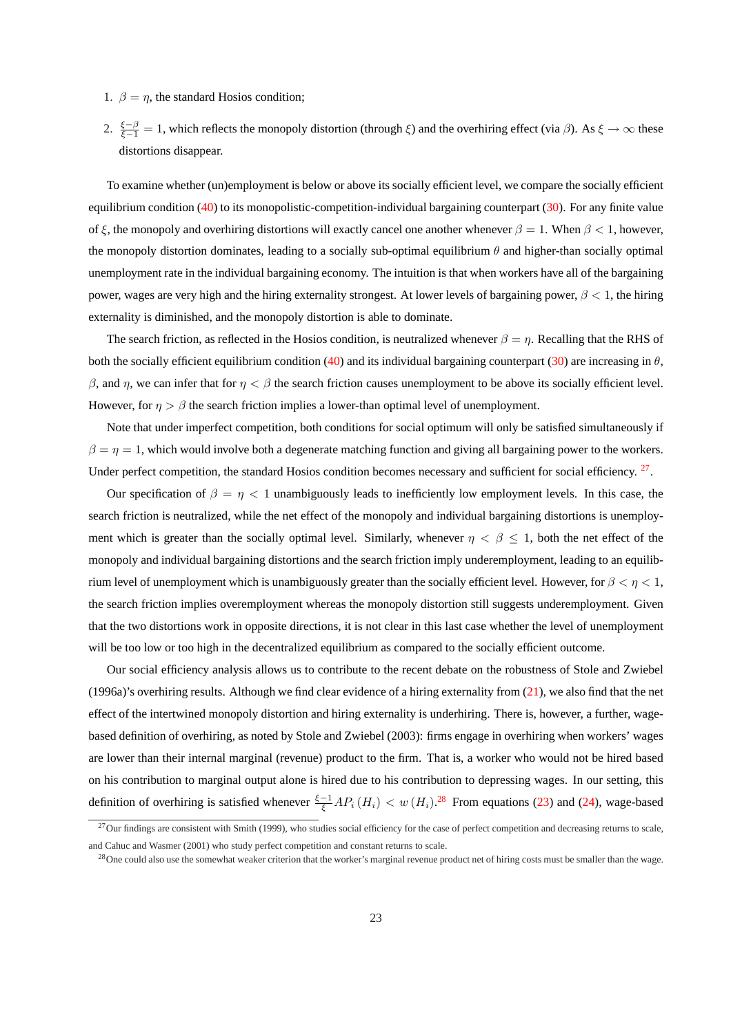1. $\beta = \eta$, the standard Hosios condition;
2. $\frac{\xi-\beta}{\xi-1} = 1$, which reflects the monopoly distortion (through $\xi$) and the overhiring effect (via $\beta$). As $\xi \to \infty$ these distortions disappear.

To examine whether (un)employment is below or above its socially efficient level, we compare the socially efficient equilibrium condition (40) to its monopolistic-competition-individual bargaining counterpart (30). For any finite value of $\xi$, the monopoly and overhiring distortions will exactly cancel one another whenever $\beta = 1$. When $\beta < 1$, however, the monopoly distortion dominates, leading to a socially sub-optimal equilibrium $\theta$ and higher-than socially optimal unemployment rate in the individual bargaining economy. The intuition is that when workers have all of the bargaining power, wages are very high and the hiring externality strongest. At lower levels of bargaining power, $\beta < 1$, the hiring externality is diminished, and the monopoly distortion is able to dominate.

The search friction, as reflected in the Hosios condition, is neutralized whenever $\beta = \eta$. Recalling that the RHS of both the socially efficient equilibrium condition (40) and its individual bargaining counterpart (30) are increasing in $\theta$, $\beta$, and $\eta$, we can infer that for $\eta < \beta$ the search friction causes unemployment to be above its socially efficient level. However, for $\eta > \beta$ the search friction implies a lower-than optimal level of unemployment.

Note that under imperfect competition, both conditions for social optimum will only be satisfied simultaneously if $\beta = \eta = 1$, which would involve both a degenerate matching function and giving all bargaining power to the workers. Under perfect competition, the standard Hosios condition becomes necessary and sufficient for social efficiency. [27].

Our specification of $\beta = \eta < 1$ unambiguously leads to inefficiently low employment levels. In this case, the search friction is neutralized, while the net effect of the monopoly and individual bargaining distortions is unemployment which is greater than the socially optimal level. Similarly, whenever $\eta < \beta \leq 1$, both the net effect of the monopoly and individual bargaining distortions and the search friction imply underemployment, leading to an equilibrium level of unemployment which is unambiguously greater than the socially efficient level. However, for $\beta < \eta < 1$, the search friction implies overemployment whereas the monopoly distortion still suggests underemployment. Given that the two distortions work in opposite directions, it is not clear in this last case whether the level of unemployment will be too low or too high in the decentralized equilibrium as compared to the socially efficient outcome.

Our social efficiency analysis allows us to contribute to the recent debate on the robustness of Stole and Zwiebel (1996a)'s overhiring results. Although we find clear evidence of a hiring externality from (21), we also find that the net effect of the intertwined monopoly distortion and hiring externality is underhiring. There is, however, a further, wage-based definition of overhiring, as noted by Stole and Zwiebel (2003): firms engage in overhiring when workers' wages are lower than their internal marginal (revenue) product to the firm. That is, a worker who would not be hired based on his contribution to marginal output alone is hired due to his contribution to depressing wages. In our setting, this definition of overhiring is satisfied whenever $\frac{\xi-1}{\xi} AP_i(H_i) < w(H_i)$.[28] From equations (23) and (24), wage-based

[27] Our findings are consistent with Smith (1999), who studies social efficiency for the case of perfect competition and decreasing returns to scale, and Cahuc and Wasmer (2001) who study perfect competition and constant returns to scale.

[28] One could also use the somewhat weaker criterion that the worker's marginal revenue product net of hiring costs must be smaller than the wage.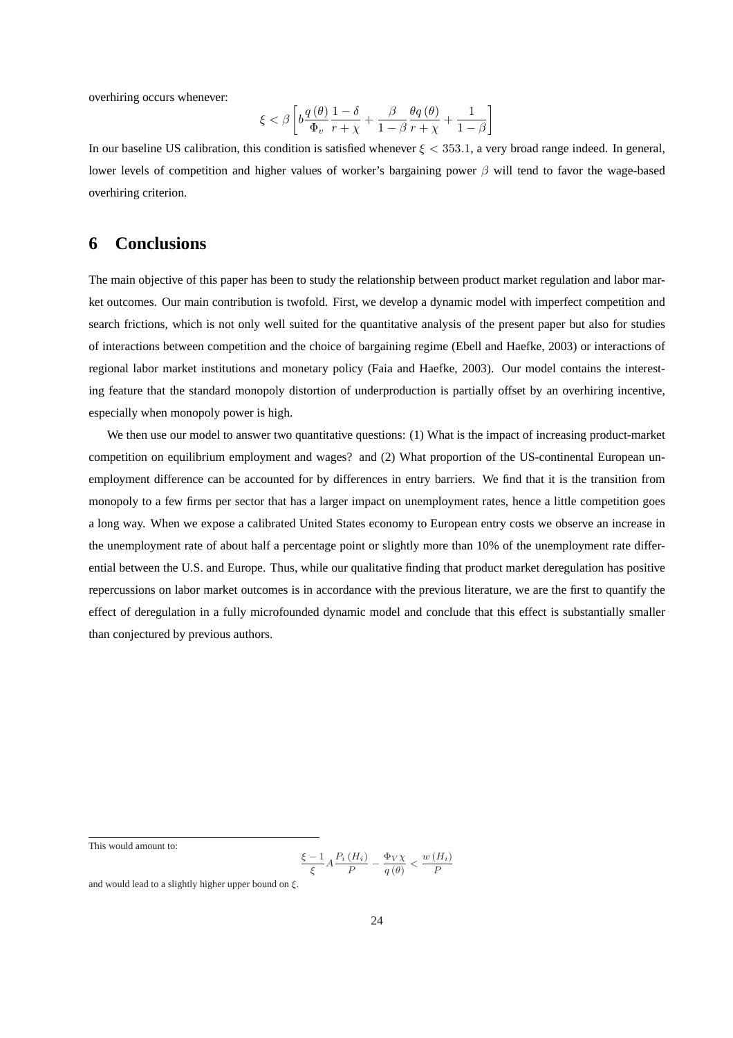overhiring occurs whenever:

$$\xi < \beta \left[ b \frac{q(\theta)}{\Phi_v} \frac{1-\delta}{r+\chi} + \frac{\beta}{1-\beta} \frac{\theta q(\theta)}{r+\chi} + \frac{1}{1-\beta} \right]$$

In our baseline US calibration, this condition is satisfied whenever $\xi < 353.1$, a very broad range indeed. In general, lower levels of competition and higher values of worker's bargaining power $\beta$ will tend to favor the wage-based overhiring criterion.

# 6 Conclusions

The main objective of this paper has been to study the relationship between product market regulation and labor market outcomes. Our main contribution is twofold. First, we develop a dynamic model with imperfect competition and search frictions, which is not only well suited for the quantitative analysis of the present paper but also for studies of interactions between competition and the choice of bargaining regime (Ebell and Haefke, 2003) or interactions of regional labor market institutions and monetary policy (Faia and Haefke, 2003). Our model contains the interesting feature that the standard monopoly distortion of underproduction is partially offset by an overhiring incentive, especially when monopoly power is high.

We then use our model to answer two quantitative questions: (1) What is the impact of increasing product-market competition on equilibrium employment and wages? and (2) What proportion of the US-continental European unemployment difference can be accounted for by differences in entry barriers. We find that it is the transition from monopoly to a few firms per sector that has a larger impact on unemployment rates, hence a little competition goes a long way. When we expose a calibrated United States economy to European entry costs we observe an increase in the unemployment rate of about half a percentage point or slightly more than 10% of the unemployment rate differential between the U.S. and Europe. Thus, while our qualitative finding that product market deregulation has positive repercussions on labor market outcomes is in accordance with the previous literature, we are the first to quantify the effect of deregulation in a fully microfounded dynamic model and conclude that this effect is substantially smaller than conjectured by previous authors.

---

This would amount to:

$$\frac{\xi - 1}{\xi} A \frac{P_i(H_i)}{P} - \frac{\Phi_V \chi}{q(\theta)} < \frac{w(H_i)}{P}$$

and would lead to a slightly higher upper bound on $\xi$.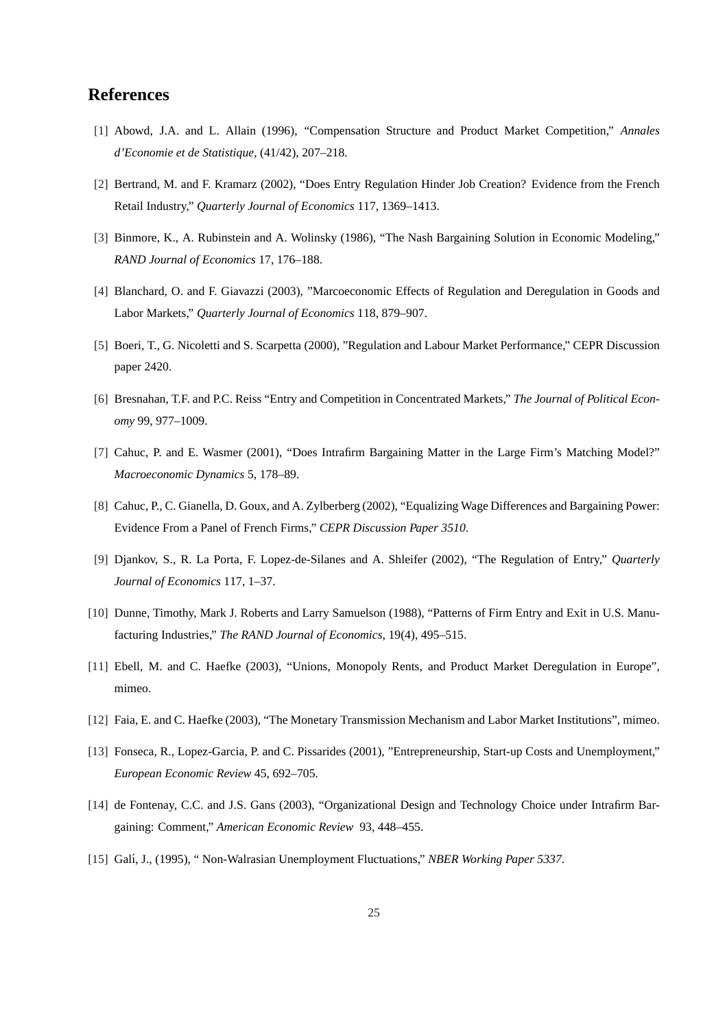## References

[1] Abowd, J.A. and L. Allain (1996), “Compensation Structure and Product Market Competition,” *Annales d’Economie et de Statistique*, (41/42), 207–218.

[2] Bertrand, M. and F. Kramarz (2002), “Does Entry Regulation Hinder Job Creation? Evidence from the French Retail Industry,” *Quarterly Journal of Economics* 117, 1369–1413.

[3] Binmore, K., A. Rubinstein and A. Wolinsky (1986), “The Nash Bargaining Solution in Economic Modeling,” *RAND Journal of Economics* 17, 176–188.

[4] Blanchard, O. and F. Giavazzi (2003), ”Marcoeconomic Effects of Regulation and Deregulation in Goods and Labor Markets,” *Quarterly Journal of Economics* 118, 879–907.

[5] Boeri, T., G. Nicoletti and S. Scarpetta (2000), ”Regulation and Labour Market Performance,” CEPR Discussion paper 2420.

[6] Bresnahan, T.F. and P.C. Reiss “Entry and Competition in Concentrated Markets,” *The Journal of Political Economy* 99, 977–1009.

[7] Cahuc, P. and E. Wasmer (2001), “Does Intrafirm Bargaining Matter in the Large Firm’s Matching Model?” *Macroeconomic Dynamics* 5, 178–89.

[8] Cahuc, P., C. Gianella, D. Goux, and A. Zylberberg (2002), “Equalizing Wage Differences and Bargaining Power: Evidence From a Panel of French Firms,” *CEPR Discussion Paper 3510*.

[9] Djankov, S., R. La Porta, F. Lopez-de-Silanes and A. Shleifer (2002), “The Regulation of Entry,” *Quarterly Journal of Economics* 117, 1–37.

[10] Dunne, Timothy, Mark J. Roberts and Larry Samuelson (1988), “Patterns of Firm Entry and Exit in U.S. Manufacturing Industries,” *The RAND Journal of Economics*, 19(4), 495–515.

[11] Ebell, M. and C. Haefke (2003), “Unions, Monopoly Rents, and Product Market Deregulation in Europe”, mimeo.

[12] Faia, E. and C. Haefke (2003), “The Monetary Transmission Mechanism and Labor Market Institutions”, mimeo.

[13] Fonseca, R., Lopez-Garcia, P. and C. Pissarides (2001), ”Entrepreneurship, Start-up Costs and Unemployment,” *European Economic Review* 45, 692–705.

[14] de Fontenay, C.C. and J.S. Gans (2003), “Organizational Design and Technology Choice under Intrafirm Bargaining: Comment,” *American Economic Review* 93, 448–455.

[15] Galí, J., (1995), “ Non-Walrasian Unemployment Fluctuations,” *NBER Working Paper 5337*.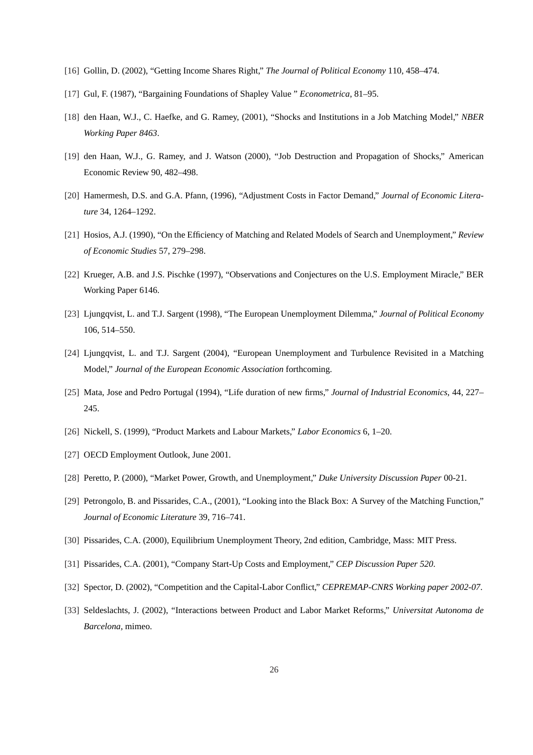[16] Gollin, D. (2002), "Getting Income Shares Right," *The Journal of Political Economy* 110, 458–474.

[17] Gul, F. (1987), "Bargaining Foundations of Shapley Value " *Econometrica*, 81–95.

[18] den Haan, W.J., C. Haefke, and G. Ramey, (2001), "Shocks and Institutions in a Job Matching Model," *NBER Working Paper 8463*.

[19] den Haan, W.J., G. Ramey, and J. Watson (2000), "Job Destruction and Propagation of Shocks," American Economic Review 90, 482–498.

[20] Hamermesh, D.S. and G.A. Pfann, (1996), "Adjustment Costs in Factor Demand," *Journal of Economic Literature* 34, 1264–1292.

[21] Hosios, A.J. (1990), "On the Efficiency of Matching and Related Models of Search and Unemployment," *Review of Economic Studies* 57, 279–298.

[22] Krueger, A.B. and J.S. Pischke (1997), "Observations and Conjectures on the U.S. Employment Miracle," BER Working Paper 6146.

[23] Ljungqvist, L. and T.J. Sargent (1998), "The European Unemployment Dilemma," *Journal of Political Economy* 106, 514–550.

[24] Ljungqvist, L. and T.J. Sargent (2004), "European Unemployment and Turbulence Revisited in a Matching Model," *Journal of the European Economic Association* forthcoming.

[25] Mata, Jose and Pedro Portugal (1994), "Life duration of new firms," *Journal of Industrial Economics*, 44, 227–245.

[26] Nickell, S. (1999), "Product Markets and Labour Markets," *Labor Economics* 6, 1–20.

[27] OECD Employment Outlook, June 2001.

[28] Peretto, P. (2000), "Market Power, Growth, and Unemployment," *Duke University Discussion Paper* 00-21.

[29] Petrongolo, B. and Pissarides, C.A., (2001), "Looking into the Black Box: A Survey of the Matching Function," *Journal of Economic Literature* 39, 716–741.

[30] Pissarides, C.A. (2000), Equilibrium Unemployment Theory, 2nd edition, Cambridge, Mass: MIT Press.

[31] Pissarides, C.A. (2001), "Company Start-Up Costs and Employment," *CEP Discussion Paper 520*.

[32] Spector, D. (2002), "Competition and the Capital-Labor Conflict," *CEPREMAP-CNRS Working paper 2002-07*.

[33] Seldeslachts, J. (2002), "Interactions between Product and Labor Market Reforms," *Universitat Autonoma de Barcelona*, mimeo.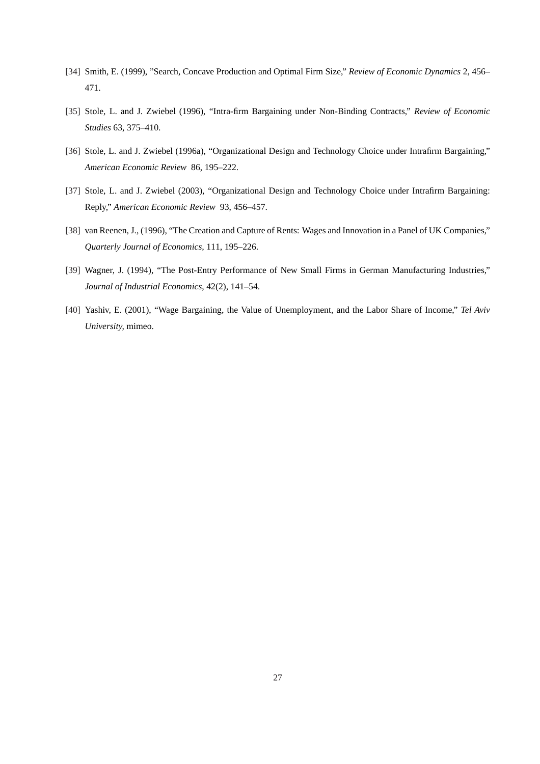[34] Smith, E. (1999), "Search, Concave Production and Optimal Firm Size," *Review of Economic Dynamics* 2, 456–471.

[35] Stole, L. and J. Zwiebel (1996), "Intra-firm Bargaining under Non-Binding Contracts," *Review of Economic Studies* 63, 375–410.

[36] Stole, L. and J. Zwiebel (1996a), "Organizational Design and Technology Choice under Intrafirm Bargaining," *American Economic Review* 86, 195–222.

[37] Stole, L. and J. Zwiebel (2003), "Organizational Design and Technology Choice under Intrafirm Bargaining: Reply," *American Economic Review* 93, 456–457.

[38] van Reenen, J., (1996), "The Creation and Capture of Rents: Wages and Innovation in a Panel of UK Companies," *Quarterly Journal of Economics*, 111, 195–226.

[39] Wagner, J. (1994), "The Post-Entry Performance of New Small Firms in German Manufacturing Industries," *Journal of Industrial Economics*, 42(2), 141–54.

[40] Yashiv, E. (2001), "Wage Bargaining, the Value of Unemployment, and the Labor Share of Income," *Tel Aviv University*, mimeo.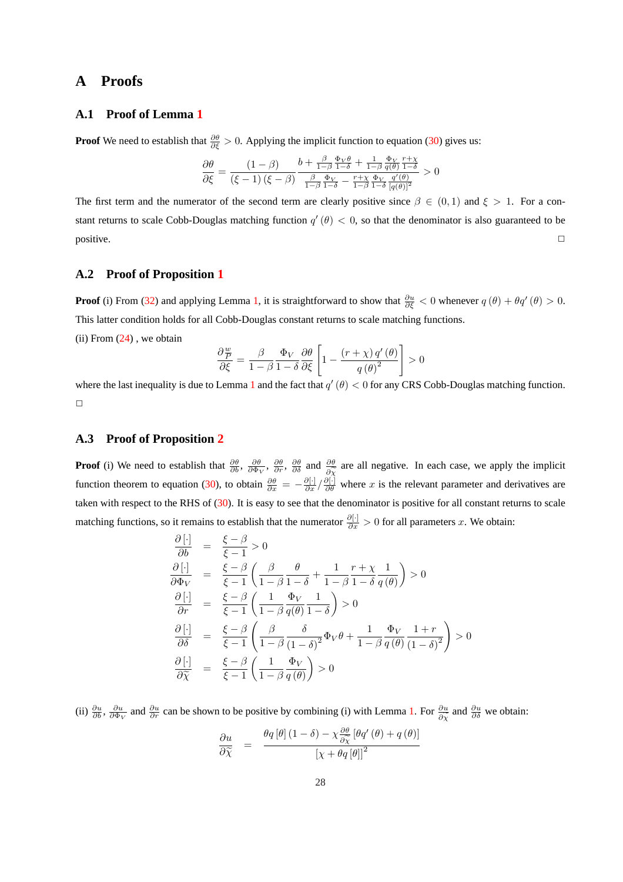## A Proofs

### A.1 Proof of Lemma 1

**Proof** We need to establish that $\frac{\partial \theta}{\partial \xi} > 0$. Applying the implicit function to equation (30) gives us:

$$\frac{\partial \theta}{\partial \xi} = \frac{(1-\beta)}{(\xi-1)(\xi-\beta)} \frac{b + \frac{\beta}{1-\beta}\frac{\Phi_V \theta}{1-\delta} + \frac{1}{1-\beta}\frac{\Phi_V}{q(\theta)}\frac{r+\chi}{1-\delta}}{\frac{\beta}{1-\beta}\frac{\Phi_V}{1-\delta} - \frac{r+\chi}{1-\beta}\frac{\Phi_V}{1-\delta}\frac{q'(\theta)}{[q(\theta)]^2}} > 0$$

The first term and the numerator of the second term are clearly positive since $\beta \in (0,1)$ and $\xi > 1$. For a constant returns to scale Cobb-Douglas matching function $q'(\theta) < 0$, so that the denominator is also guaranteed to be positive. □

### A.2 Proof of Proposition 1

**Proof** (i) From (32) and applying Lemma 1, it is straightforward to show that $\frac{\partial u}{\partial \xi} < 0$ whenever $q(\theta) + \theta q'(\theta) > 0$. This latter condition holds for all Cobb-Douglas constant returns to scale matching functions.

(ii) From (24), we obtain

$$\frac{\partial \frac{w}{P}}{\partial \xi} = \frac{\beta}{1-\beta}\frac{\Phi_V}{1-\delta}\frac{\partial \theta}{\partial \xi}\left[1 - \frac{(r+\chi)\, q'(\theta)}{q(\theta)^2}\right] > 0$$

where the last inequality is due to Lemma 1 and the fact that $q'(\theta) < 0$ for any CRS Cobb-Douglas matching function. □

### A.3 Proof of Proposition 2

**Proof** (i) We need to establish that $\frac{\partial \theta}{\partial b}$, $\frac{\partial \theta}{\partial \Phi_V}$, $\frac{\partial \theta}{\partial r}$, $\frac{\partial \theta}{\partial \delta}$ and $\frac{\partial \theta}{\partial \widetilde{\chi}}$ are all negative. In each case, we apply the implicit function theorem to equation (30), to obtain $\frac{\partial \theta}{\partial x} = -\frac{\partial [\cdot]}{\partial x} / \frac{\partial [\cdot]}{\partial \theta}$ where $x$ is the relevant parameter and derivatives are taken with respect to the RHS of (30). It is easy to see that the denominator is positive for all constant returns to scale matching functions, so it remains to establish that the numerator $\frac{\partial [\cdot]}{\partial x} > 0$ for all parameters $x$. We obtain:

$$\begin{aligned}
\frac{\partial [\cdot]}{\partial b} &= \frac{\xi-\beta}{\xi-1} > 0 \\
\frac{\partial [\cdot]}{\partial \Phi_V} &= \frac{\xi-\beta}{\xi-1}\left(\frac{\beta}{1-\beta}\frac{\theta}{1-\delta} + \frac{1}{1-\beta}\frac{r+\chi}{1-\delta}\frac{1}{q(\theta)}\right) > 0 \\
\frac{\partial [\cdot]}{\partial r} &= \frac{\xi-\beta}{\xi-1}\left(\frac{1}{1-\beta}\frac{\Phi_V}{q(\theta)}\frac{1}{1-\delta}\right) > 0 \\
\frac{\partial [\cdot]}{\partial \delta} &= \frac{\xi-\beta}{\xi-1}\left(\frac{\beta}{1-\beta}\frac{\delta}{(1-\delta)^2}\Phi_V\theta + \frac{1}{1-\beta}\frac{\Phi_V}{q(\theta)}\frac{1+r}{(1-\delta)^2}\right) > 0 \\
\frac{\partial [\cdot]}{\partial \widetilde{\chi}} &= \frac{\xi-\beta}{\xi-1}\left(\frac{1}{1-\beta}\frac{\Phi_V}{q(\theta)}\right) > 0
\end{aligned}$$

(ii) $\frac{\partial u}{\partial b}$, $\frac{\partial u}{\partial \Phi_V}$ and $\frac{\partial u}{\partial r}$ can be shown to be positive by combining (i) with Lemma 1. For $\frac{\partial u}{\partial \chi}$ and $\frac{\partial u}{\partial \delta}$ we obtain:

$$\frac{\partial u}{\partial \widetilde{\chi}} = \frac{\theta q[\theta](1-\delta) - \chi\frac{\partial \theta}{\partial \widetilde{\chi}}[\theta q'(\theta) + q(\theta)]}{[\chi + \theta q[\theta]]^2}$$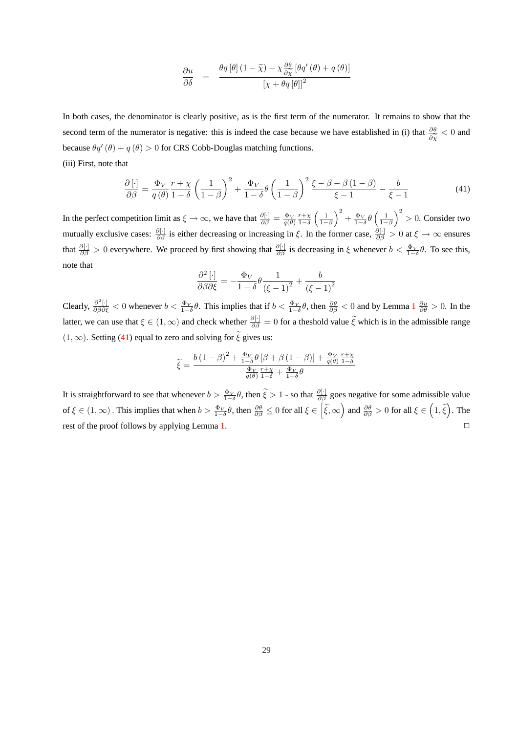$$\frac{\partial u}{\partial \delta} = \frac{\theta q\left[\theta\right]\left(1-\widetilde{\chi}\right) - \chi \frac{\partial \theta}{\partial \chi}\left[\theta q'\left(\theta\right) + q\left(\theta\right)\right]}{\left[\chi + \theta q\left[\theta\right]\right]^2}$$

In both cases, the denominator is clearly positive, as is the first term of the numerator. It remains to show that the second term of the numerator is negative: this is indeed the case because we have established in (i) that $\frac{\partial \theta}{\partial \chi} < 0$ and because $\theta q'(\theta) + q(\theta) > 0$ for CRS Cobb-Douglas matching functions.

(iii) First, note that

$$\frac{\partial\left[\cdot\right]}{\partial \beta} = \frac{\Phi_V}{q\left(\theta\right)}\frac{r+\chi}{1-\delta}\left(\frac{1}{1-\beta}\right)^2 + \frac{\Phi_V}{1-\delta}\theta\left(\frac{1}{1-\beta}\right)^2\frac{\xi - \beta - \beta\left(1-\beta\right)}{\xi - 1} - \frac{b}{\xi - 1} \tag{41}$$

In the perfect competition limit as $\xi \to \infty$, we have that $\frac{\partial[\cdot]}{\partial \beta} = \frac{\Phi_V}{q(\theta)}\frac{r+\chi}{1-\delta}\left(\frac{1}{1-\beta}\right)^2 + \frac{\Phi_V}{1-\delta}\theta\left(\frac{1}{1-\beta}\right)^2 > 0$. Consider two mutually exclusive cases: $\frac{\partial[\cdot]}{\partial \beta}$ is either decreasing or increasing in $\xi$. In the former case, $\frac{\partial[\cdot]}{\partial \beta} > 0$ at $\xi \to \infty$ ensures that $\frac{\partial[\cdot]}{\partial \beta} > 0$ everywhere. We proceed by first showing that $\frac{\partial[\cdot]}{\partial \beta}$ is decreasing in $\xi$ whenever $b < \frac{\Phi_V}{1-\delta}\theta$. To see this, note that

$$\frac{\partial^2\left[\cdot\right]}{\partial \beta \partial \xi} = -\frac{\Phi_V}{1-\delta}\theta\frac{1}{\left(\xi-1\right)^2} + \frac{b}{\left(\xi-1\right)^2}$$

Clearly, $\frac{\partial^2[\cdot]}{\partial \beta \partial \xi} < 0$ whenever $b < \frac{\Phi_V}{1-\delta}\theta$. This implies that if $b < \frac{\Phi_V}{1-\delta}\theta$, then $\frac{\partial \theta}{\partial \beta} < 0$ and by Lemma 1 $\frac{\partial u}{\partial \theta} > 0$. In the latter, we can use that $\xi \in (1, \infty)$ and check whether $\frac{\partial[\cdot]}{\partial \beta} = 0$ for a theshold value $\widetilde{\xi}$ which is in the admissible range $(1, \infty)$. Setting (41) equal to zero and solving for $\widetilde{\xi}$ gives us:

$$\widetilde{\xi} = \frac{b\left(1-\beta\right)^2 + \frac{\Phi_V}{1-\delta}\theta\left[\beta + \beta\left(1-\beta\right)\right] + \frac{\Phi_V}{q(\theta)}\frac{r+\chi}{1-\delta}}{\frac{\Phi_V}{q(\theta)}\frac{r+\chi}{1-\delta} + \frac{\Phi_V}{1-\delta}\theta}$$

It is straightforward to see that whenever $b > \frac{\Phi_V}{1-\delta}\theta$, then $\widetilde{\xi} > 1$ - so that $\frac{\partial[\cdot]}{\partial \beta}$ goes negative for some admissible value of $\xi \in (1, \infty)$. This implies that when $b > \frac{\Phi_V}{1-\delta}\theta$, then $\frac{\partial \theta}{\partial \beta} \leq 0$ for all $\xi \in \left[\widetilde{\xi}, \infty\right)$ and $\frac{\partial \theta}{\partial \beta} > 0$ for all $\xi \in \left(1, \widetilde{\xi}\right)$. The rest of the proof follows by applying Lemma 1. □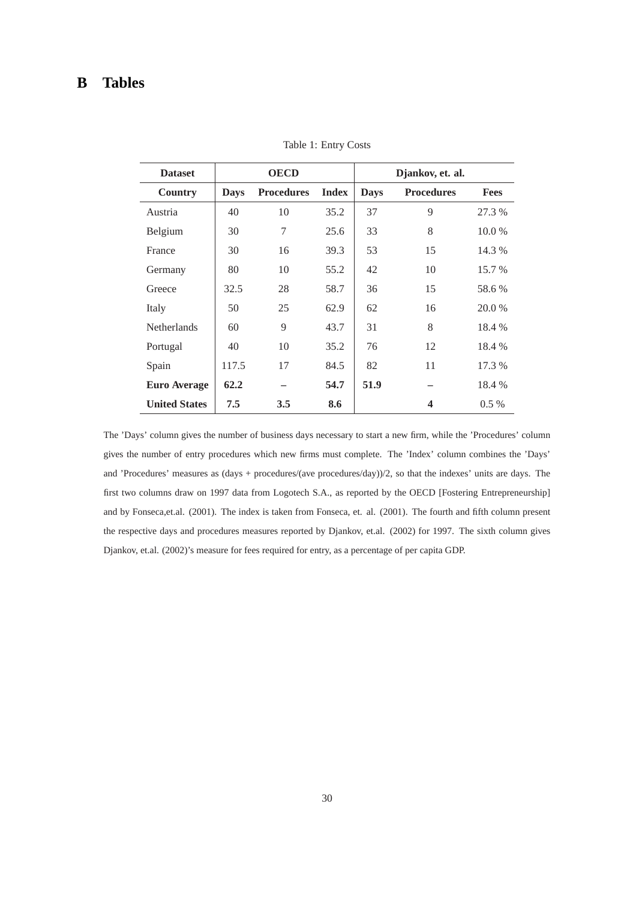## B Tables

Table 1: Entry Costs

| Dataset | OECD | | | Djankov, et. al. | | |
|---|---|---|---|---|---|---|
| **Country** | **Days** | **Procedures** | **Index** | **Days** | **Procedures** | **Fees** |
| Austria | 40 | 10 | 35.2 | 37 | 9 | 27.3 % |
| Belgium | 30 | 7 | 25.6 | 33 | 8 | 10.0 % |
| France | 30 | 16 | 39.3 | 53 | 15 | 14.3 % |
| Germany | 80 | 10 | 55.2 | 42 | 10 | 15.7 % |
| Greece | 32.5 | 28 | 58.7 | 36 | 15 | 58.6 % |
| Italy | 50 | 25 | 62.9 | 62 | 16 | 20.0 % |
| Netherlands | 60 | 9 | 43.7 | 31 | 8 | 18.4 % |
| Portugal | 40 | 10 | 35.2 | 76 | 12 | 18.4 % |
| Spain | 117.5 | 17 | 84.5 | 82 | 11 | 17.3 % |
| **Euro Average** | **62.2** | **–** | **54.7** | **51.9** | **–** | 18.4 % |
| **United States** | **7.5** | **3.5** | **8.6** | | **4** | 0.5 % |

The 'Days' column gives the number of business days necessary to start a new firm, while the 'Procedures' column gives the number of entry procedures which new firms must complete. The 'Index' column combines the 'Days' and 'Procedures' measures as (days + procedures/(ave procedures/day))/2, so that the indexes' units are days. The first two columns draw on 1997 data from Logotech S.A., as reported by the OECD [Fostering Entrepreneurship] and by Fonseca,et.al. (2001). The index is taken from Fonseca, et. al. (2001). The fourth and fifth column present the respective days and procedures measures reported by Djankov, et.al. (2002) for 1997. The sixth column gives Djankov, et.al. (2002)'s measure for fees required for entry, as a percentage of per capita GDP.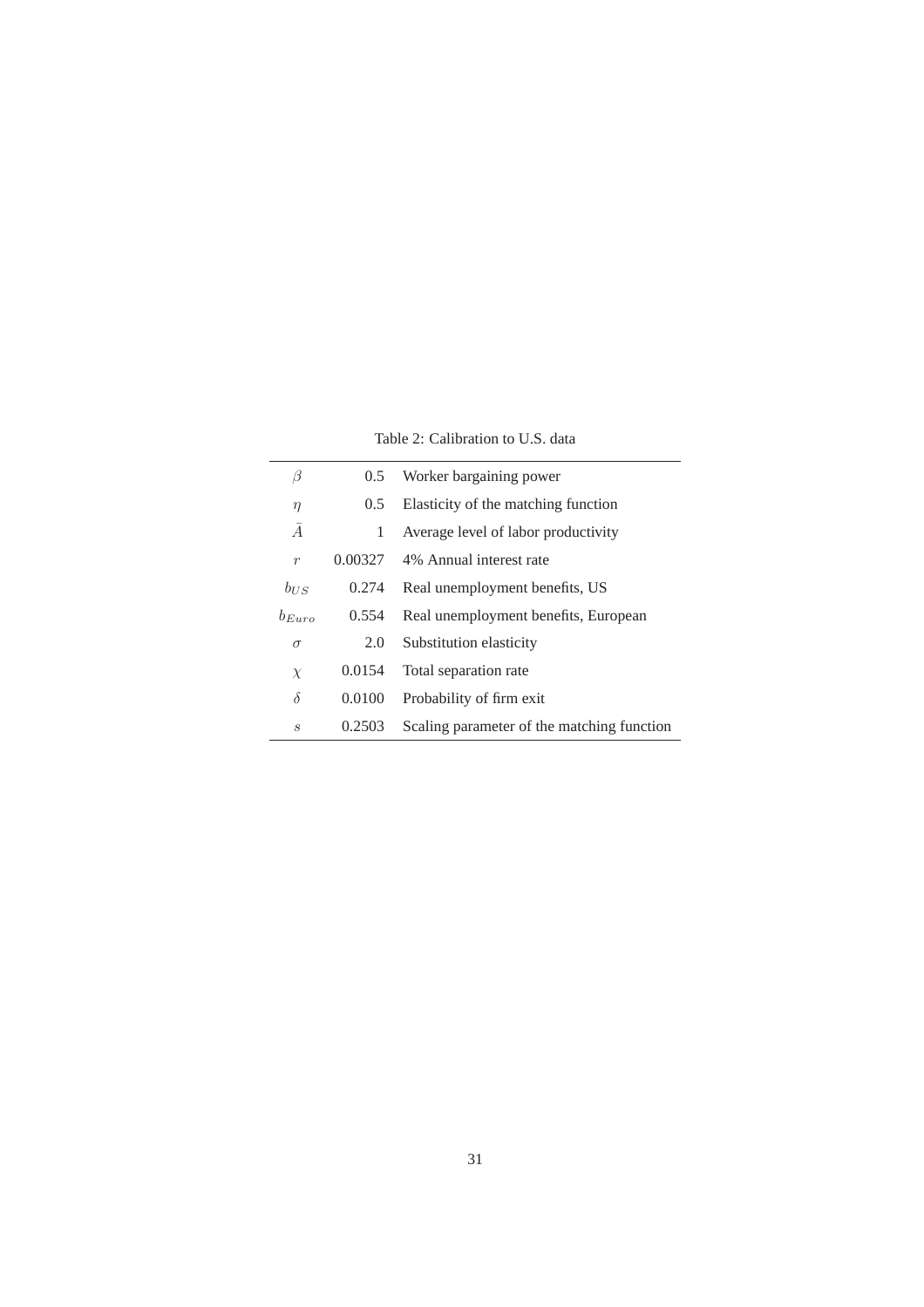Table 2: Calibration to U.S. data

| | | |
|---|---|---|
| $\beta$ | 0.5 | Worker bargaining power |
| $\eta$ | 0.5 | Elasticity of the matching function |
| $\bar{A}$ | 1 | Average level of labor productivity |
| $r$ | 0.00327 | 4% Annual interest rate |
| $b_{US}$ | 0.274 | Real unemployment benefits, US |
| $b_{Euro}$ | 0.554 | Real unemployment benefits, European |
| $\sigma$ | 2.0 | Substitution elasticity |
| $\chi$ | 0.0154 | Total separation rate |
| $\delta$ | 0.0100 | Probability of firm exit |
| $s$ | 0.2503 | Scaling parameter of the matching function |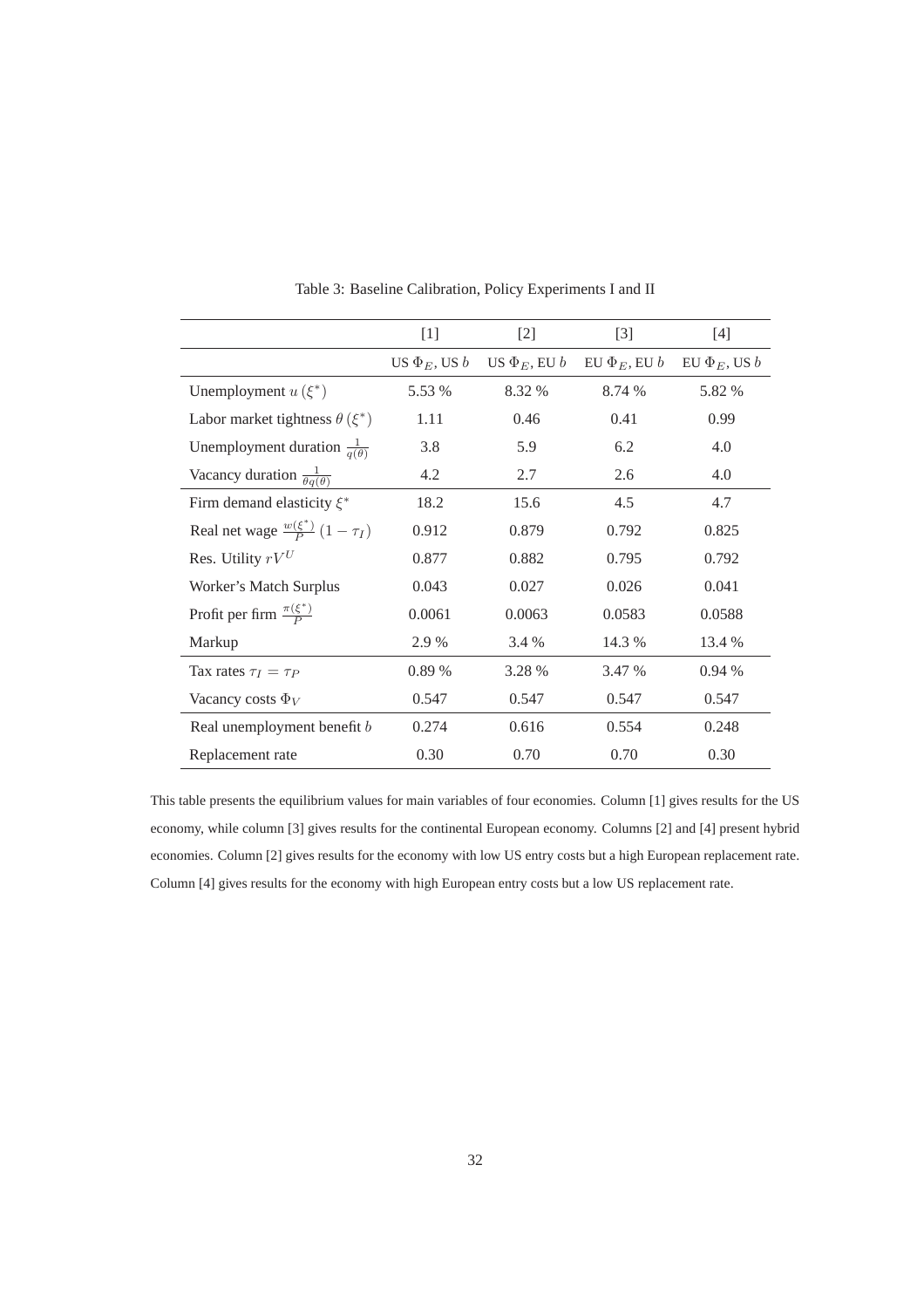Table 3: Baseline Calibration, Policy Experiments I and II

| | [1] | [2] | [3] | [4] |
|---|---|---|---|---|
| | US $\Phi_E$, US $b$ | US $\Phi_E$, EU $b$ | EU $\Phi_E$, EU $b$ | EU $\Phi_E$, US $b$ |
| Unemployment $u(\xi^*)$ | 5.53 % | 8.32 % | 8.74 % | 5.82 % |
| Labor market tightness $\theta(\xi^*)$ | 1.11 | 0.46 | 0.41 | 0.99 |
| Unemployment duration $\frac{1}{q(\theta)}$ | 3.8 | 5.9 | 6.2 | 4.0 |
| Vacancy duration $\frac{1}{\theta q(\theta)}$ | 4.2 | 2.7 | 2.6 | 4.0 |
| Firm demand elasticity $\xi^*$ | 18.2 | 15.6 | 4.5 | 4.7 |
| Real net wage $\frac{w(\xi^*)}{P}(1-\tau_I)$ | 0.912 | 0.879 | 0.792 | 0.825 |
| Res. Utility $rV^U$ | 0.877 | 0.882 | 0.795 | 0.792 |
| Worker's Match Surplus | 0.043 | 0.027 | 0.026 | 0.041 |
| Profit per firm $\frac{\pi(\xi^*)}{P}$ | 0.0061 | 0.0063 | 0.0583 | 0.0588 |
| Markup | 2.9 % | 3.4 % | 14.3 % | 13.4 % |
| Tax rates $\tau_I = \tau_P$ | 0.89 % | 3.28 % | 3.47 % | 0.94 % |
| Vacancy costs $\Phi_V$ | 0.547 | 0.547 | 0.547 | 0.547 |
| Real unemployment benefit $b$ | 0.274 | 0.616 | 0.554 | 0.248 |
| Replacement rate | 0.30 | 0.70 | 0.70 | 0.30 |

This table presents the equilibrium values for main variables of four economies. Column [1] gives results for the US economy, while column [3] gives results for the continental European economy. Columns [2] and [4] present hybrid economies. Column [2] gives results for the economy with low US entry costs but a high European replacement rate. Column [4] gives results for the economy with high European entry costs but a low US replacement rate.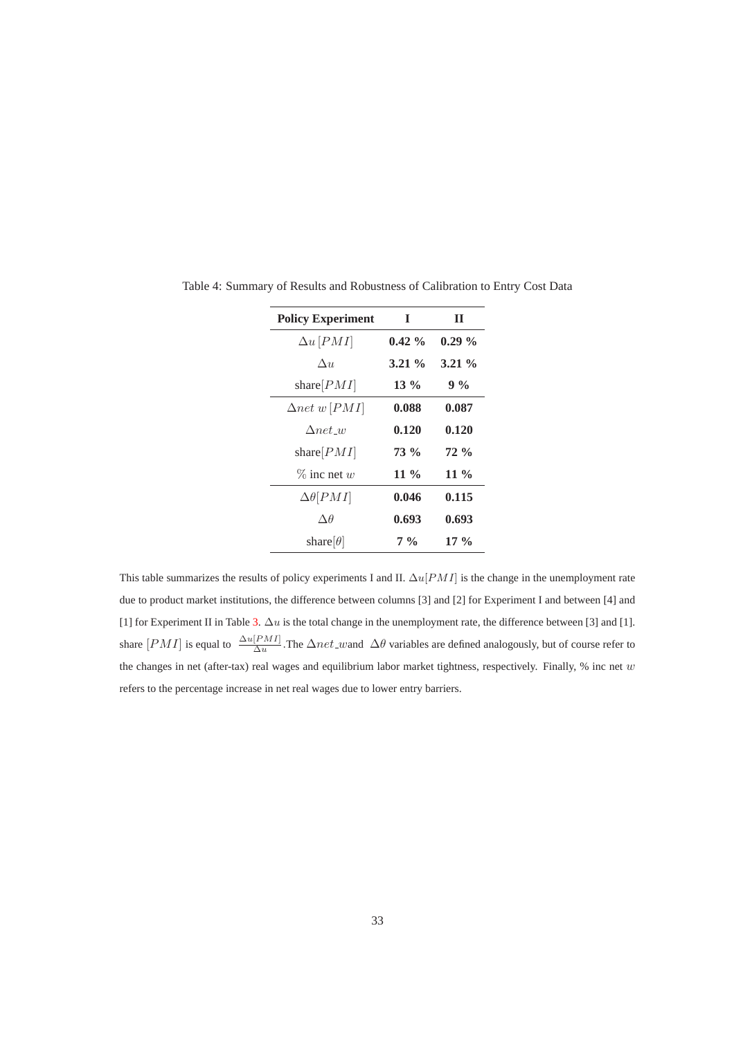Table 4: Summary of Results and Robustness of Calibration to Entry Cost Data

| **Policy Experiment** | **I** | **II** |
|---|---|---|
| $\Delta u\,[PMI]$ | **0.42 %** | **0.29 %** |
| $\Delta u$ | **3.21 %** | **3.21 %** |
| share$[PMI]$ | **13 %** | **9 %** |
| $\Delta net\ w\,[PMI]$ | **0.088** | **0.087** |
| $\Delta net\_w$ | **0.120** | **0.120** |
| share$[PMI]$ | **73 %** | **72 %** |
| $\%$ inc net $w$ | **11 %** | **11 %** |
| $\Delta\theta[PMI]$ | **0.046** | **0.115** |
| $\Delta\theta$ | **0.693** | **0.693** |
| share$[\theta]$ | **7 %** | **17 %** |

This table summarizes the results of policy experiments I and II. $\Delta u[PMI]$ is the change in the unemployment rate due to product market institutions, the difference between columns [3] and [2] for Experiment I and between [4] and [1] for Experiment II in Table 3. $\Delta u$ is the total change in the unemployment rate, the difference between [3] and [1]. share $[PMI]$ is equal to $\frac{\Delta u[PMI]}{\Delta u}$. The $\Delta net\_w$ and $\Delta\theta$ variables are defined analogously, but of course refer to the changes in net (after-tax) real wages and equilibrium labor market tightness, respectively. Finally, % inc net $w$ refers to the percentage increase in net real wages due to lower entry barriers.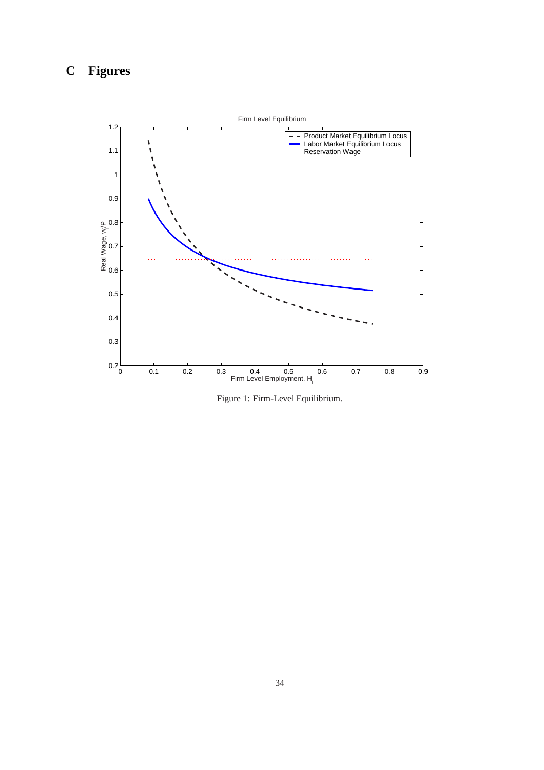# C Figures

Figure 1: Firm-Level Equilibrium.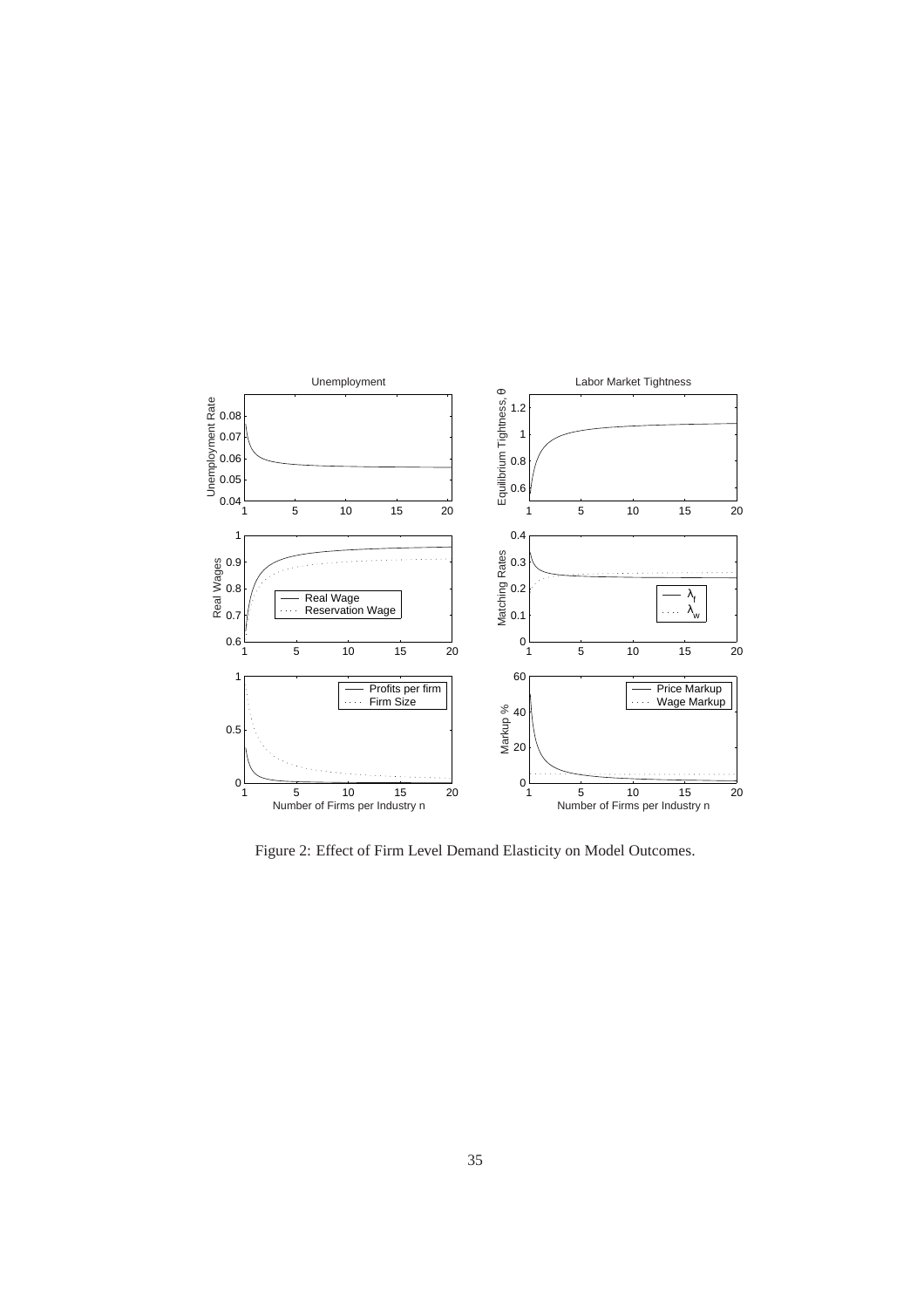Figure 2: Effect of Firm Level Demand Elasticity on Model Outcomes.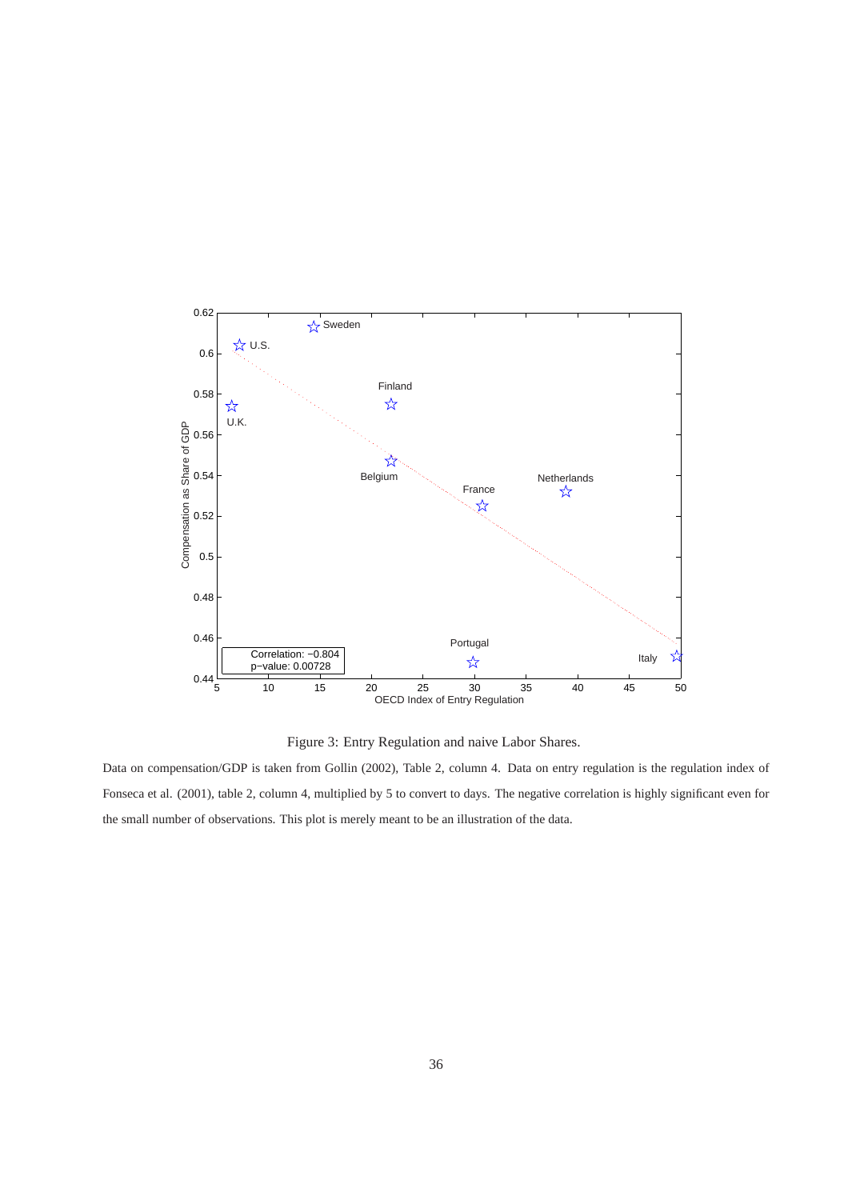Figure 3: Entry Regulation and naive Labor Shares.

Data on compensation/GDP is taken from Gollin (2002), Table 2, column 4. Data on entry regulation is the regulation index of Fonseca et al. (2001), table 2, column 4, multiplied by 5 to convert to days. The negative correlation is highly significant even for the small number of observations. This plot is merely meant to be an illustration of the data.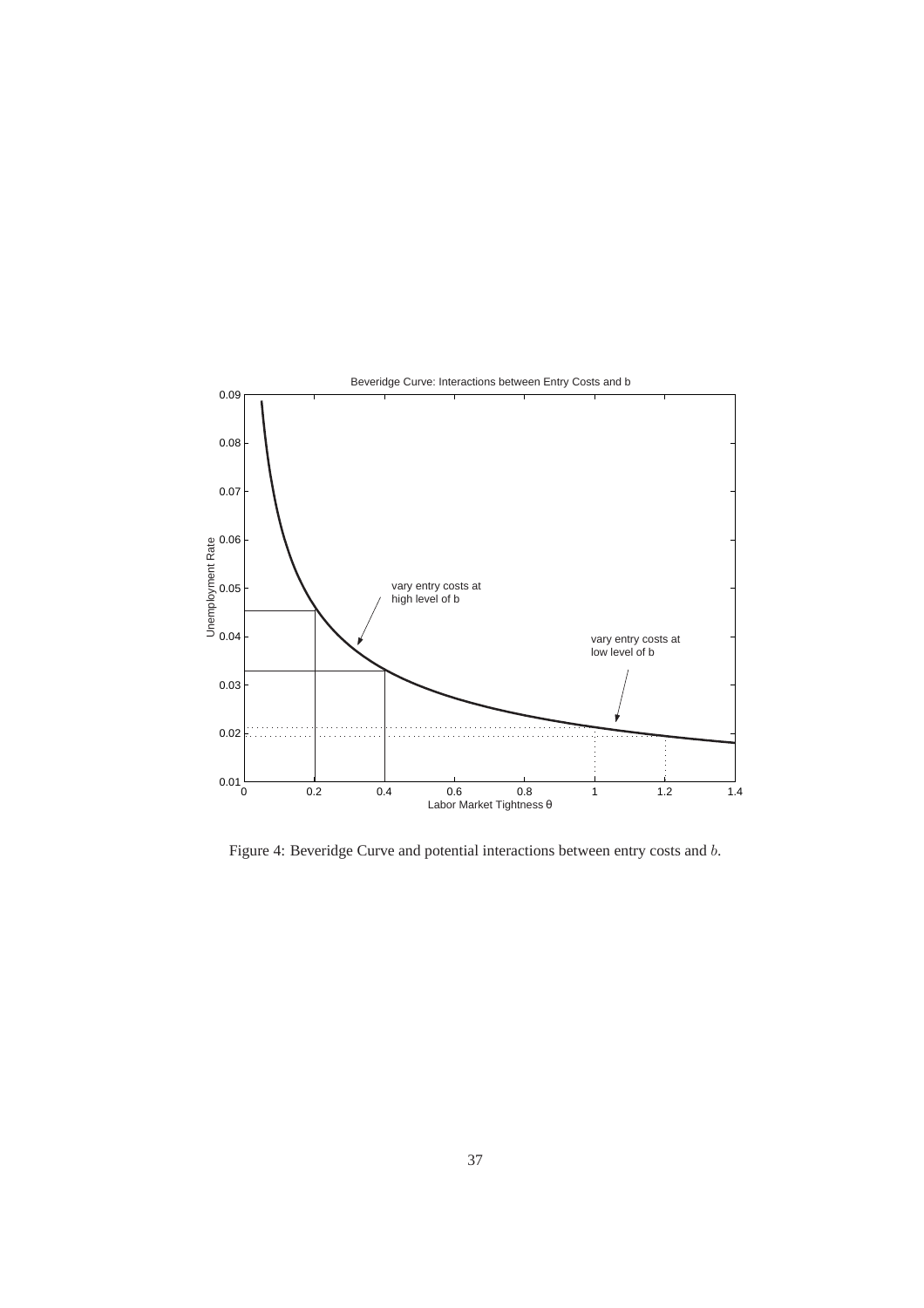Figure 4: Beveridge Curve and potential interactions between entry costs and $b$.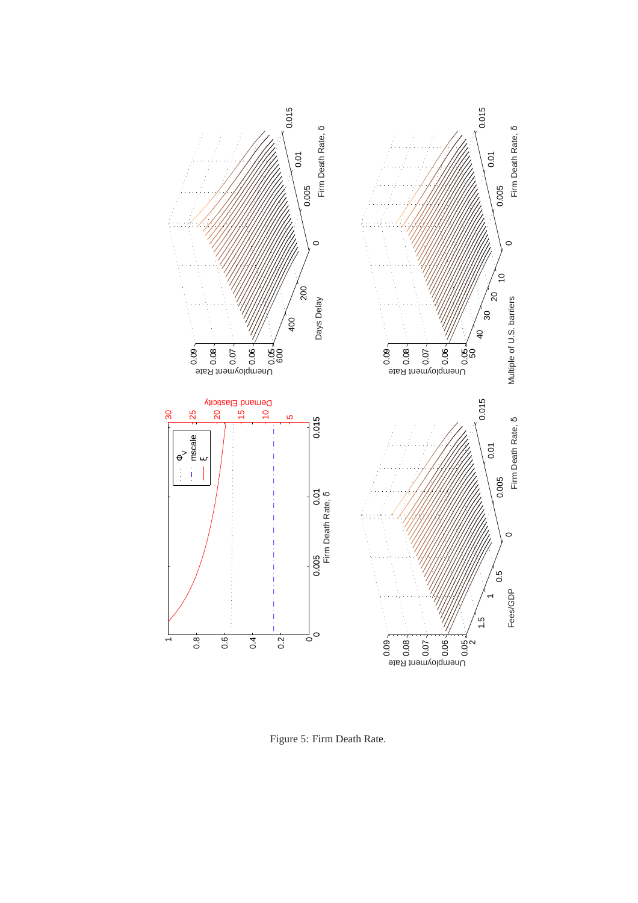Figure 5: Firm Death Rate.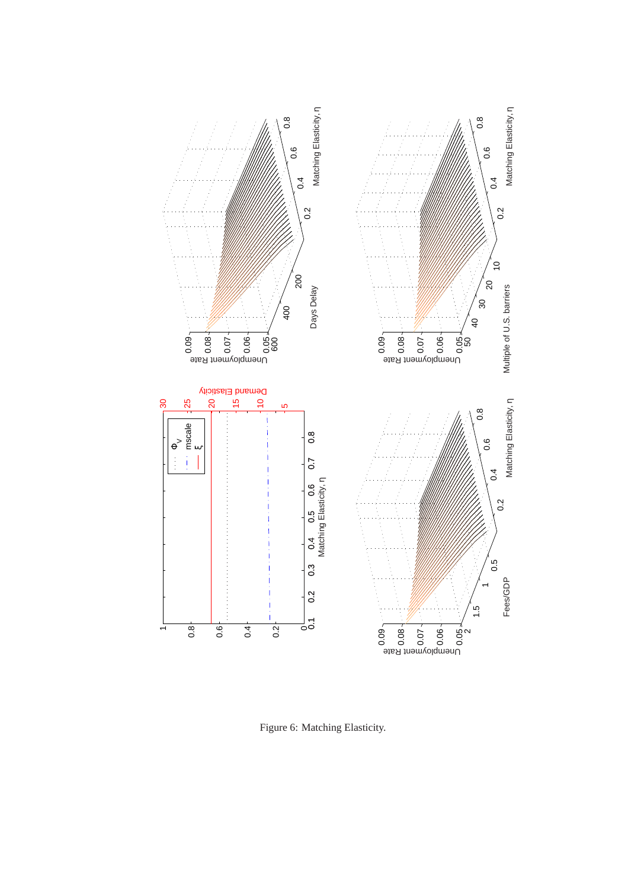Figure 6: Matching Elasticity.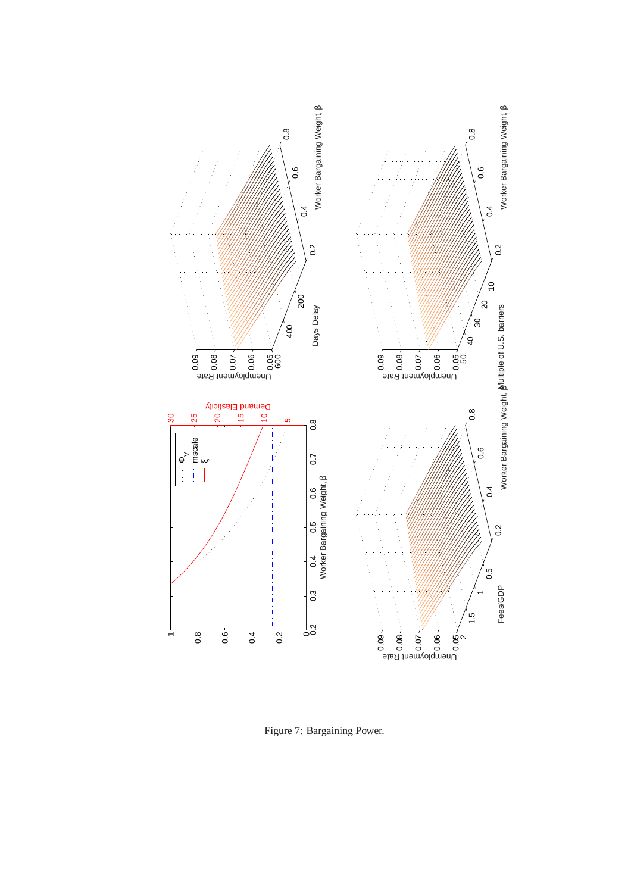Figure 7: Bargaining Power.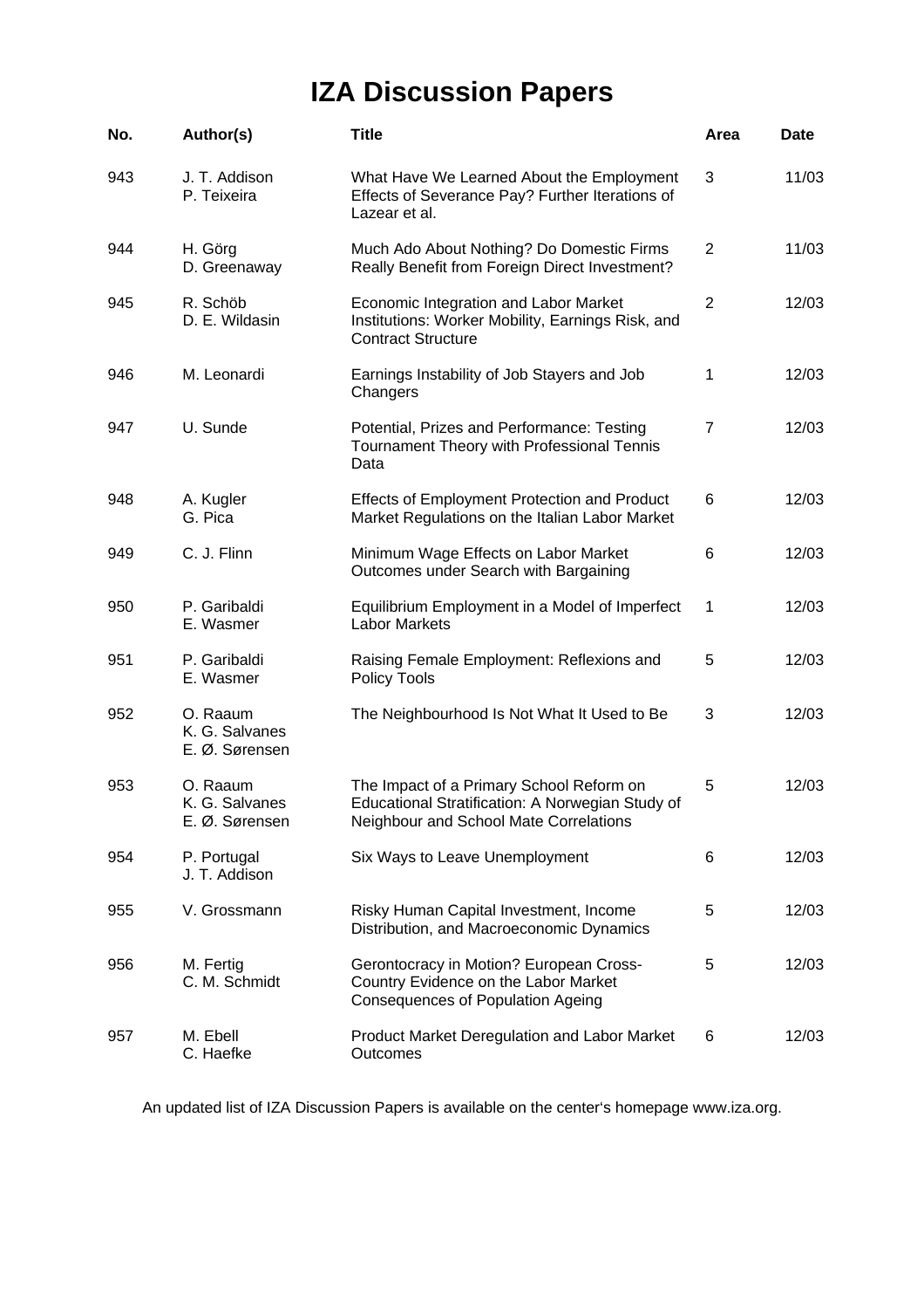# IZA Discussion Papers

| No. | Author(s) | Title | Area | Date |
|---|---|---|---|---|
| 943 | J. T. Addison<br>P. Teixeira | What Have We Learned About the Employment Effects of Severance Pay? Further Iterations of Lazear et al. | 3 | 11/03 |
| 944 | H. Görg<br>D. Greenaway | Much Ado About Nothing? Do Domestic Firms Really Benefit from Foreign Direct Investment? | 2 | 11/03 |
| 945 | R. Schöb<br>D. E. Wildasin | Economic Integration and Labor Market Institutions: Worker Mobility, Earnings Risk, and Contract Structure | 2 | 12/03 |
| 946 | M. Leonardi | Earnings Instability of Job Stayers and Job Changers | 1 | 12/03 |
| 947 | U. Sunde | Potential, Prizes and Performance: Testing Tournament Theory with Professional Tennis Data | 7 | 12/03 |
| 948 | A. Kugler<br>G. Pica | Effects of Employment Protection and Product Market Regulations on the Italian Labor Market | 6 | 12/03 |
| 949 | C. J. Flinn | Minimum Wage Effects on Labor Market Outcomes under Search with Bargaining | 6 | 12/03 |
| 950 | P. Garibaldi<br>E. Wasmer | Equilibrium Employment in a Model of Imperfect Labor Markets | 1 | 12/03 |
| 951 | P. Garibaldi<br>E. Wasmer | Raising Female Employment: Reflexions and Policy Tools | 5 | 12/03 |
| 952 | O. Raaum<br>K. G. Salvanes<br>E. Ø. Sørensen | The Neighbourhood Is Not What It Used to Be | 3 | 12/03 |
| 953 | O. Raaum<br>K. G. Salvanes<br>E. Ø. Sørensen | The Impact of a Primary School Reform on Educational Stratification: A Norwegian Study of Neighbour and School Mate Correlations | 5 | 12/03 |
| 954 | P. Portugal<br>J. T. Addison | Six Ways to Leave Unemployment | 6 | 12/03 |
| 955 | V. Grossmann | Risky Human Capital Investment, Income Distribution, and Macroeconomic Dynamics | 5 | 12/03 |
| 956 | M. Fertig<br>C. M. Schmidt | Gerontocracy in Motion? European Cross-Country Evidence on the Labor Market Consequences of Population Ageing | 5 | 12/03 |
| 957 | M. Ebell<br>C. Haefke | Product Market Deregulation and Labor Market Outcomes | 6 | 12/03 |

An updated list of IZA Discussion Papers is available on the center's homepage www.iza.org.